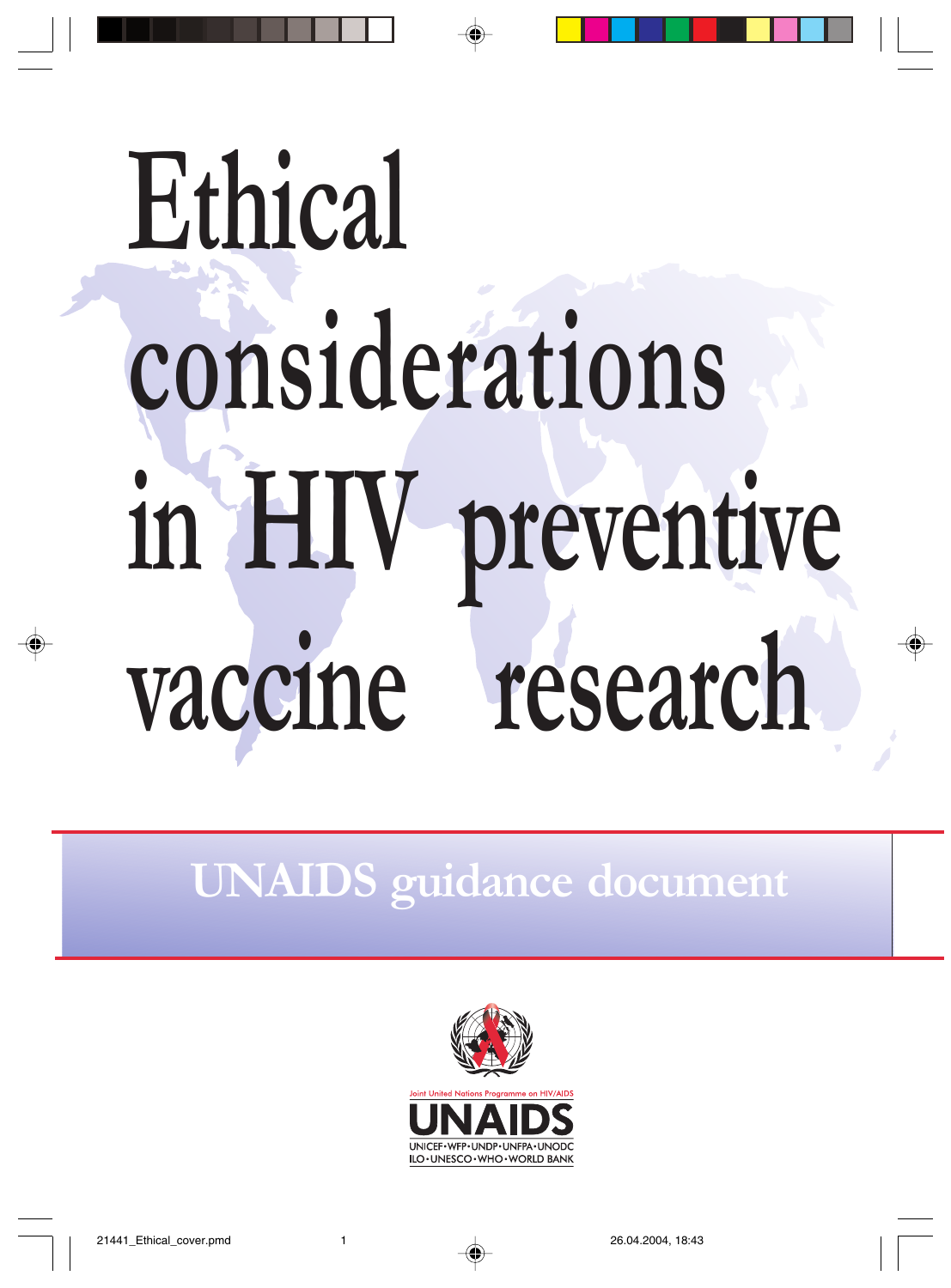# Ethical considerations in HIV preventive vaccine research

## UNAIDS guidance document

Joint United Nations Programme on HIV/AIDS

UNAIDS

UNICEF • WFP • UNDP • UNFPA • UNODC
ILO • UNESCO • WHO • WORLD BANK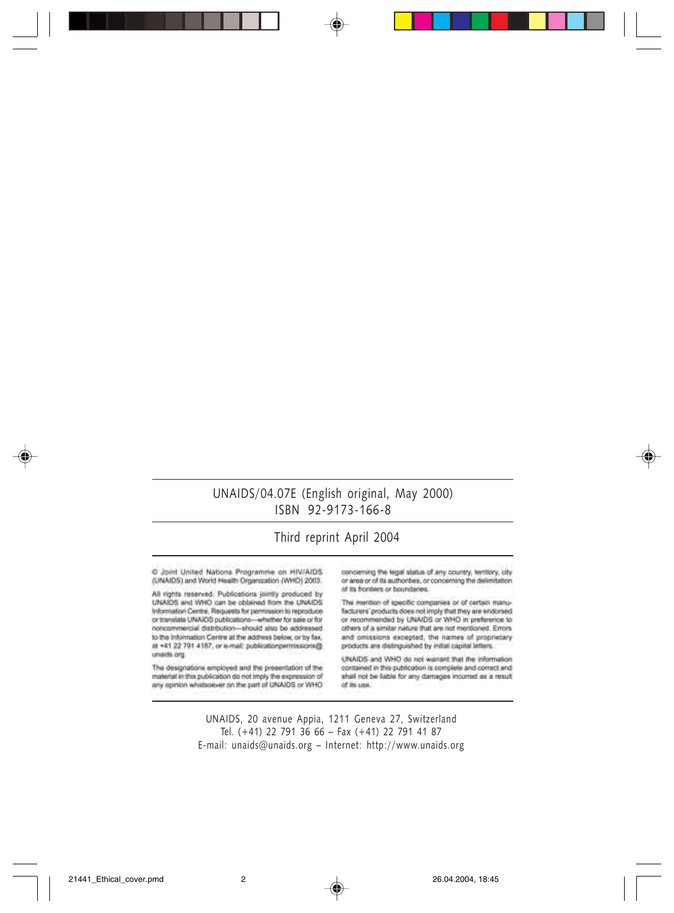UNAIDS/04.07E (English original, May 2000)
ISBN 92-9173-166-8

Third reprint April 2004

© Joint United Nations Programme on HIV/AIDS (UNAIDS) and World Health Organization (WHO) 2003.

All rights reserved. Publications jointly produced by UNAIDS and WHO can be obtained from the UNAIDS Information Centre. Requests for permission to reproduce or translate UNAIDS publications—whether for sale or for noncommercial distribution—should also be addressed to the Information Centre at the address below, or by fax, at +41 22 791 4187, or e-mail: publicationpermissions@unaids.org.

The designations employed and the presentation of the material in this publication do not imply the expression of any opinion whatsoever on the part of UNAIDS or WHO concerning the legal status of any country, territory, city or area or of its authorities, or concerning the delimitation of its frontiers or boundaries.

The mention of specific companies or of certain manufacturers' products does not imply that they are endorsed or recommended by UNAIDS or WHO in preference to others of a similar nature that are not mentioned. Errors and omissions excepted, the names of proprietary products are distinguished by initial capital letters.

UNAIDS and WHO do not warrant that the information contained in this publication is complete and correct and shall not be liable for any damages incurred as a result of its use.

UNAIDS, 20 avenue Appia, 1211 Geneva 27, Switzerland
Tel. (+41) 22 791 36 66 – Fax (+41) 22 791 41 87
E-mail: unaids@unaids.org – Internet: http://www.unaids.org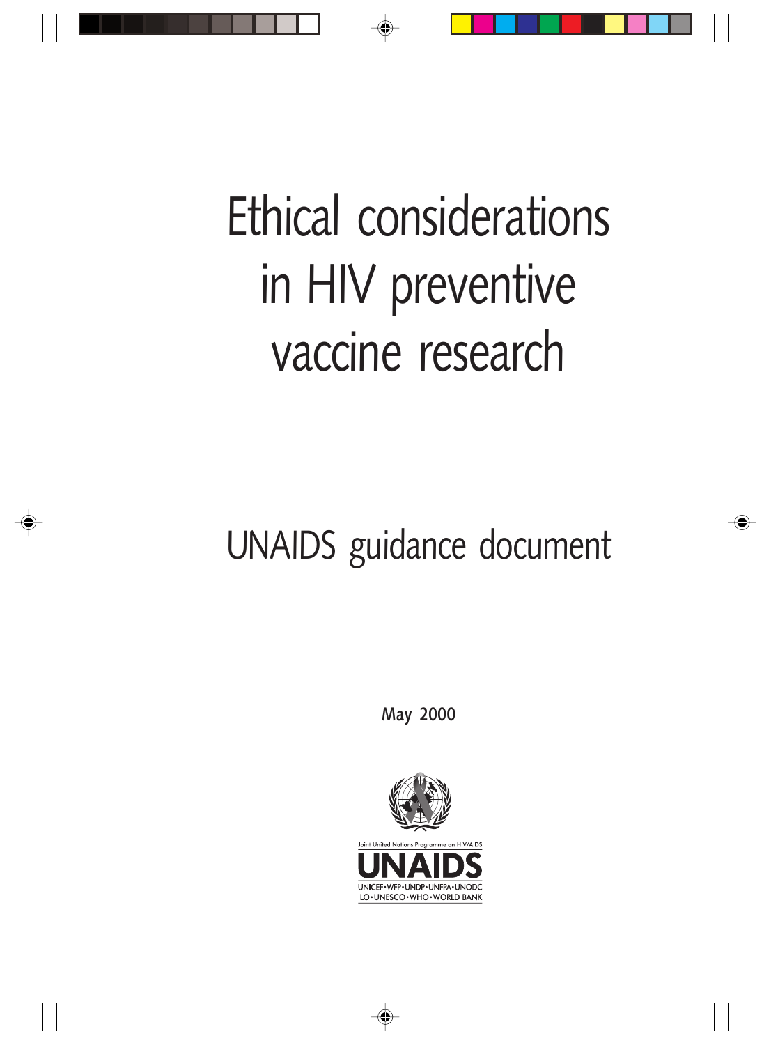# Ethical considerations in HIV preventive vaccine research

## UNAIDS guidance document

May 2000

Joint United Nations Programme on HIV/AIDS

UNAIDS

UNICEF • WFP • UNDP • UNFPA • UNODC
ILO • UNESCO • WHO • WORLD BANK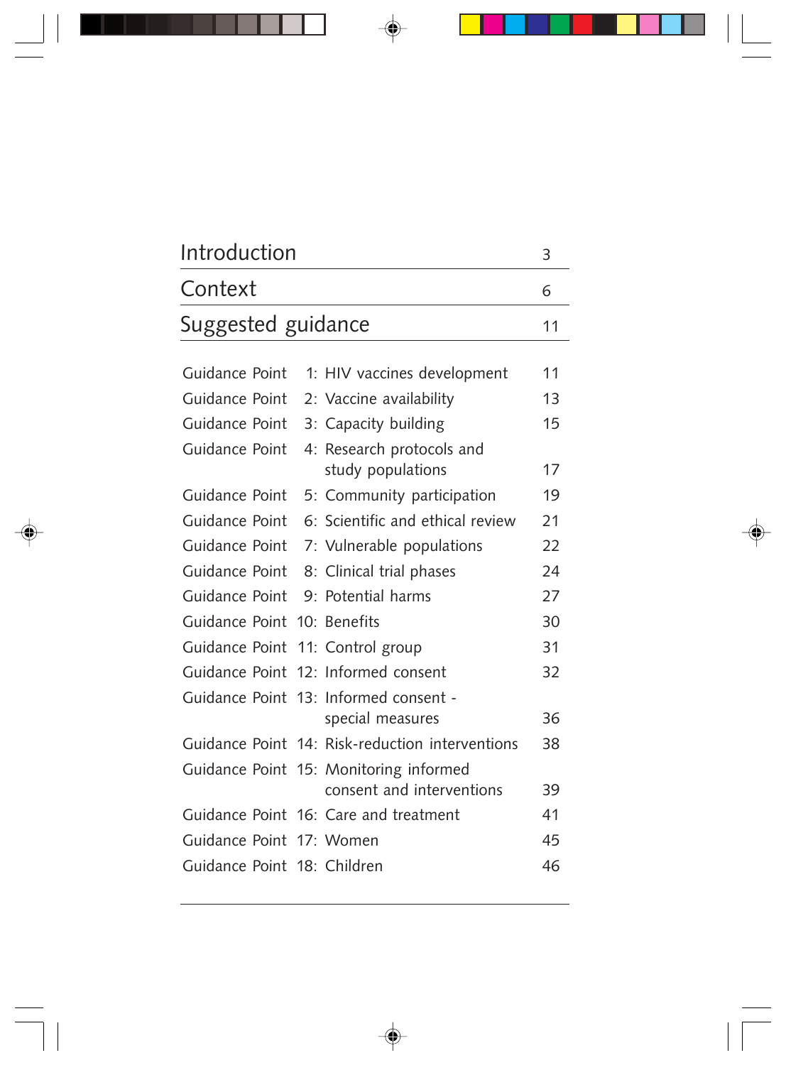| | |
|---|---|
| Introduction | 3 |
| Context | 6 |
| Suggested guidance | 11 |

| | | |
|---|---|---|
| Guidance Point | 1: HIV vaccines development | 11 |
| Guidance Point | 2: Vaccine availability | 13 |
| Guidance Point | 3: Capacity building | 15 |
| Guidance Point | 4: Research protocols and study populations | 17 |
| Guidance Point | 5: Community participation | 19 |
| Guidance Point | 6: Scientific and ethical review | 21 |
| Guidance Point | 7: Vulnerable populations | 22 |
| Guidance Point | 8: Clinical trial phases | 24 |
| Guidance Point | 9: Potential harms | 27 |
| Guidance Point | 10: Benefits | 30 |
| Guidance Point | 11: Control group | 31 |
| Guidance Point | 12: Informed consent | 32 |
| Guidance Point | 13: Informed consent - special measures | 36 |
| Guidance Point | 14: Risk-reduction interventions | 38 |
| Guidance Point | 15: Monitoring informed consent and interventions | 39 |
| Guidance Point | 16: Care and treatment | 41 |
| Guidance Point | 17: Women | 45 |
| Guidance Point | 18: Children | 46 |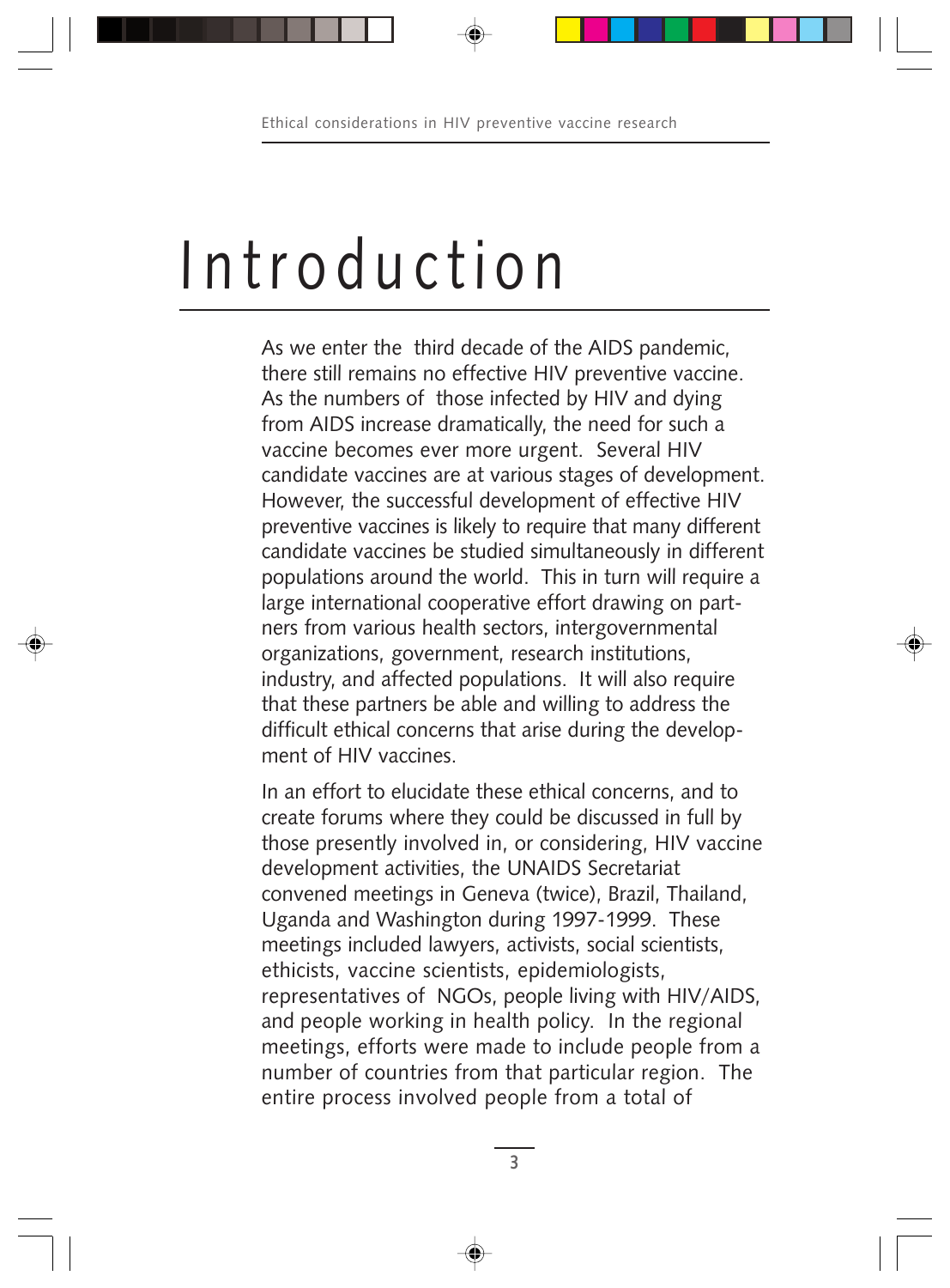# Introduction

As we enter the third decade of the AIDS pandemic, there still remains no effective HIV preventive vaccine. As the numbers of those infected by HIV and dying from AIDS increase dramatically, the need for such a vaccine becomes ever more urgent. Several HIV candidate vaccines are at various stages of development. However, the successful development of effective HIV preventive vaccines is likely to require that many different candidate vaccines be studied simultaneously in different populations around the world. This in turn will require a large international cooperative effort drawing on partners from various health sectors, intergovernmental organizations, government, research institutions, industry, and affected populations. It will also require that these partners be able and willing to address the difficult ethical concerns that arise during the development of HIV vaccines.

In an effort to elucidate these ethical concerns, and to create forums where they could be discussed in full by those presently involved in, or considering, HIV vaccine development activities, the UNAIDS Secretariat convened meetings in Geneva (twice), Brazil, Thailand, Uganda and Washington during 1997-1999. These meetings included lawyers, activists, social scientists, ethicists, vaccine scientists, epidemiologists, representatives of NGOs, people living with HIV/AIDS, and people working in health policy. In the regional meetings, efforts were made to include people from a number of countries from that particular region. The entire process involved people from a total of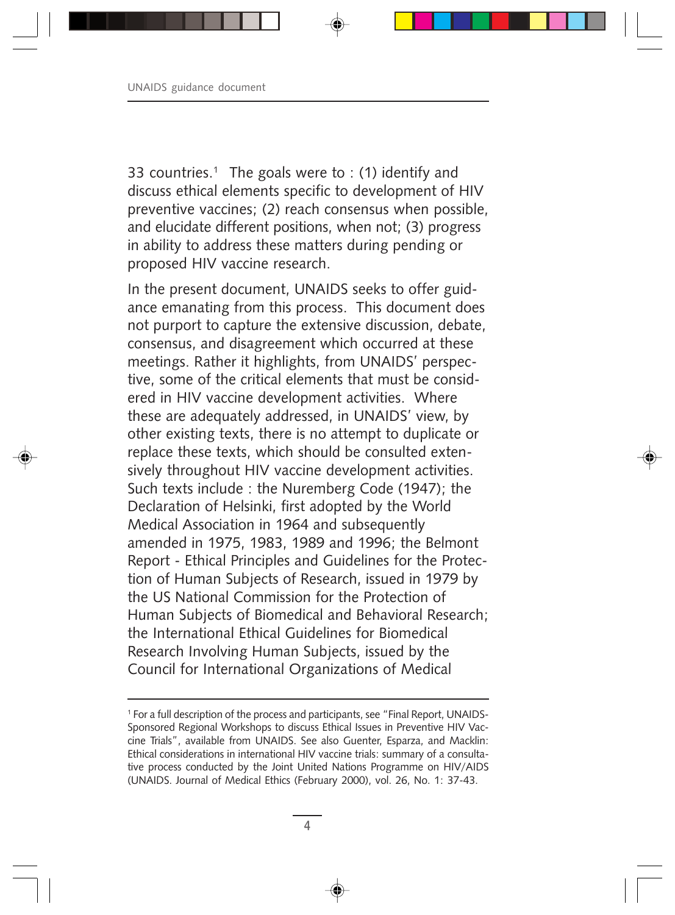33 countries.[1] The goals were to : (1) identify and discuss ethical elements specific to development of HIV preventive vaccines; (2) reach consensus when possible, and elucidate different positions, when not; (3) progress in ability to address these matters during pending or proposed HIV vaccine research.

In the present document, UNAIDS seeks to offer guidance emanating from this process. This document does not purport to capture the extensive discussion, debate, consensus, and disagreement which occurred at these meetings. Rather it highlights, from UNAIDS' perspective, some of the critical elements that must be considered in HIV vaccine development activities. Where these are adequately addressed, in UNAIDS' view, by other existing texts, there is no attempt to duplicate or replace these texts, which should be consulted extensively throughout HIV vaccine development activities. Such texts include : the Nuremberg Code (1947); the Declaration of Helsinki, first adopted by the World Medical Association in 1964 and subsequently amended in 1975, 1983, 1989 and 1996; the Belmont Report - Ethical Principles and Guidelines for the Protection of Human Subjects of Research, issued in 1979 by the US National Commission for the Protection of Human Subjects of Biomedical and Behavioral Research; the International Ethical Guidelines for Biomedical Research Involving Human Subjects, issued by the Council for International Organizations of Medical

---

[1] For a full description of the process and participants, see "Final Report, UNAIDS-Sponsored Regional Workshops to discuss Ethical Issues in Preventive HIV Vaccine Trials", available from UNAIDS. See also Guenter, Esparza, and Macklin: Ethical considerations in international HIV vaccine trials: summary of a consultative process conducted by the Joint United Nations Programme on HIV/AIDS (UNAIDS. Journal of Medical Ethics (February 2000), vol. 26, No. 1: 37-43.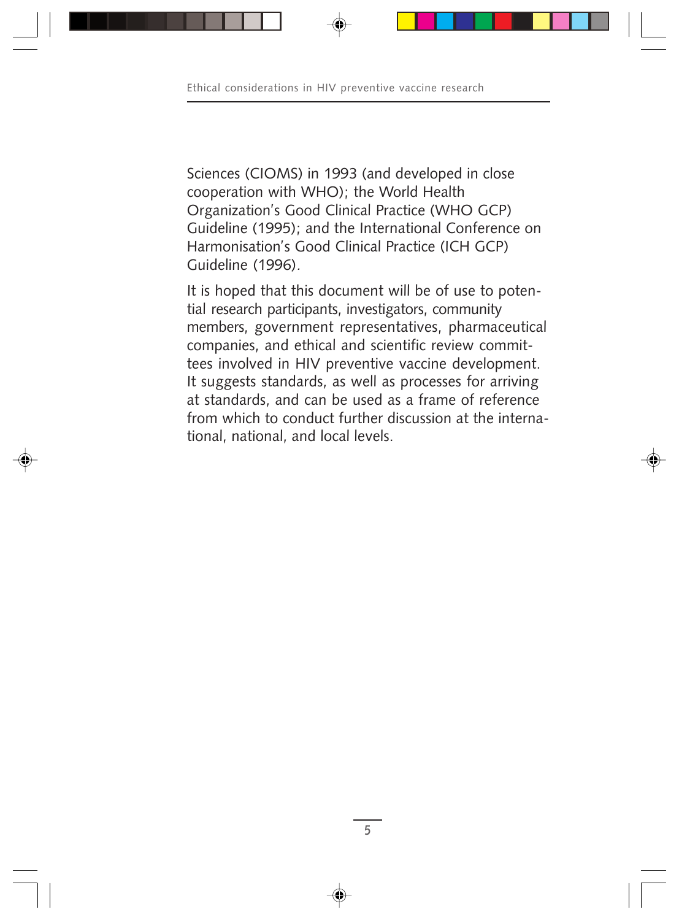Sciences (CIOMS) in 1993 (and developed in close cooperation with WHO); the World Health Organization's Good Clinical Practice (WHO GCP) Guideline (1995); and the International Conference on Harmonisation's Good Clinical Practice (ICH GCP) Guideline (1996).

It is hoped that this document will be of use to potential research participants, investigators, community members, government representatives, pharmaceutical companies, and ethical and scientific review committees involved in HIV preventive vaccine development. It suggests standards, as well as processes for arriving at standards, and can be used as a frame of reference from which to conduct further discussion at the international, national, and local levels.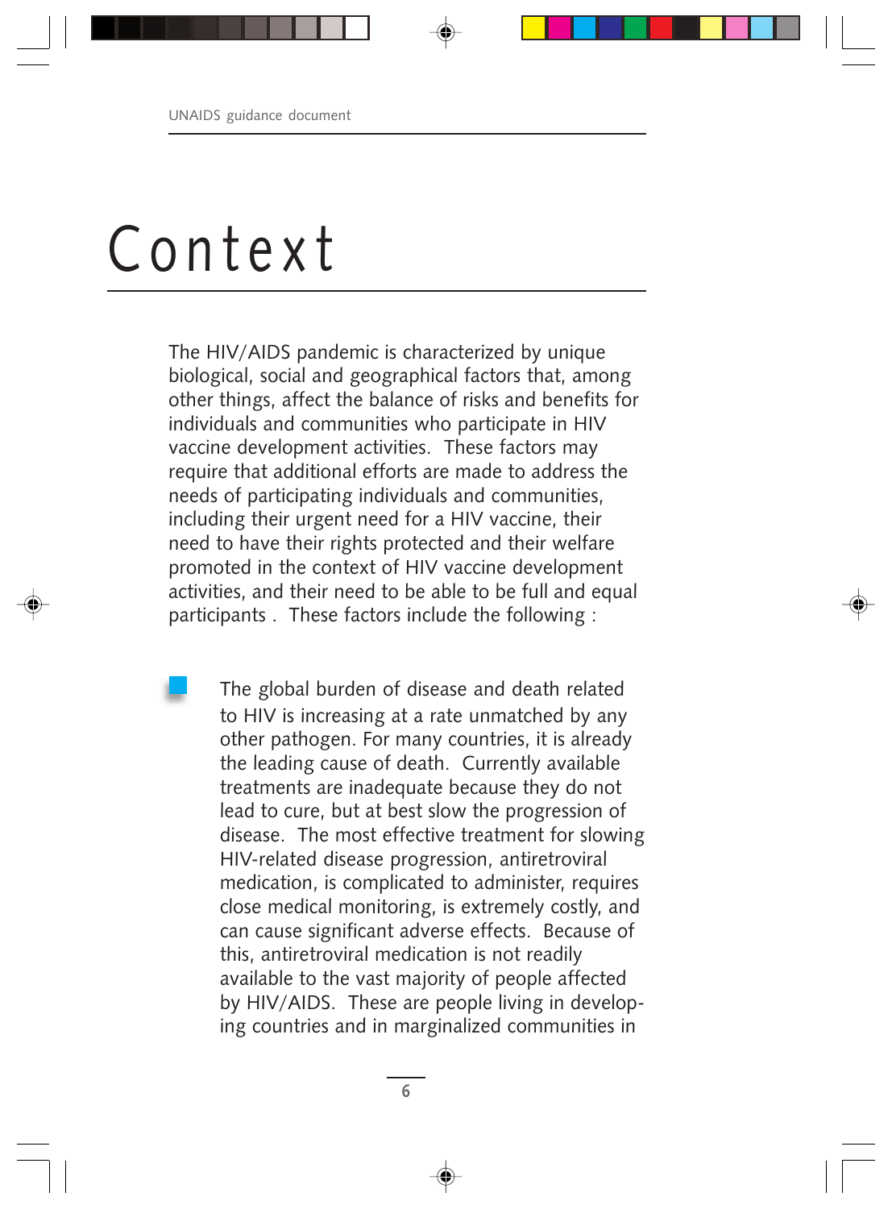# Context

The HIV/AIDS pandemic is characterized by unique biological, social and geographical factors that, among other things, affect the balance of risks and benefits for individuals and communities who participate in HIV vaccine development activities. These factors may require that additional efforts are made to address the needs of participating individuals and communities, including their urgent need for a HIV vaccine, their need to have their rights protected and their welfare promoted in the context of HIV vaccine development activities, and their need to be able to be full and equal participants . These factors include the following :

- The global burden of disease and death related to HIV is increasing at a rate unmatched by any other pathogen. For many countries, it is already the leading cause of death. Currently available treatments are inadequate because they do not lead to cure, but at best slow the progression of disease. The most effective treatment for slowing HIV-related disease progression, antiretroviral medication, is complicated to administer, requires close medical monitoring, is extremely costly, and can cause significant adverse effects. Because of this, antiretroviral medication is not readily available to the vast majority of people affected by HIV/AIDS. These are people living in developing countries and in marginalized communities in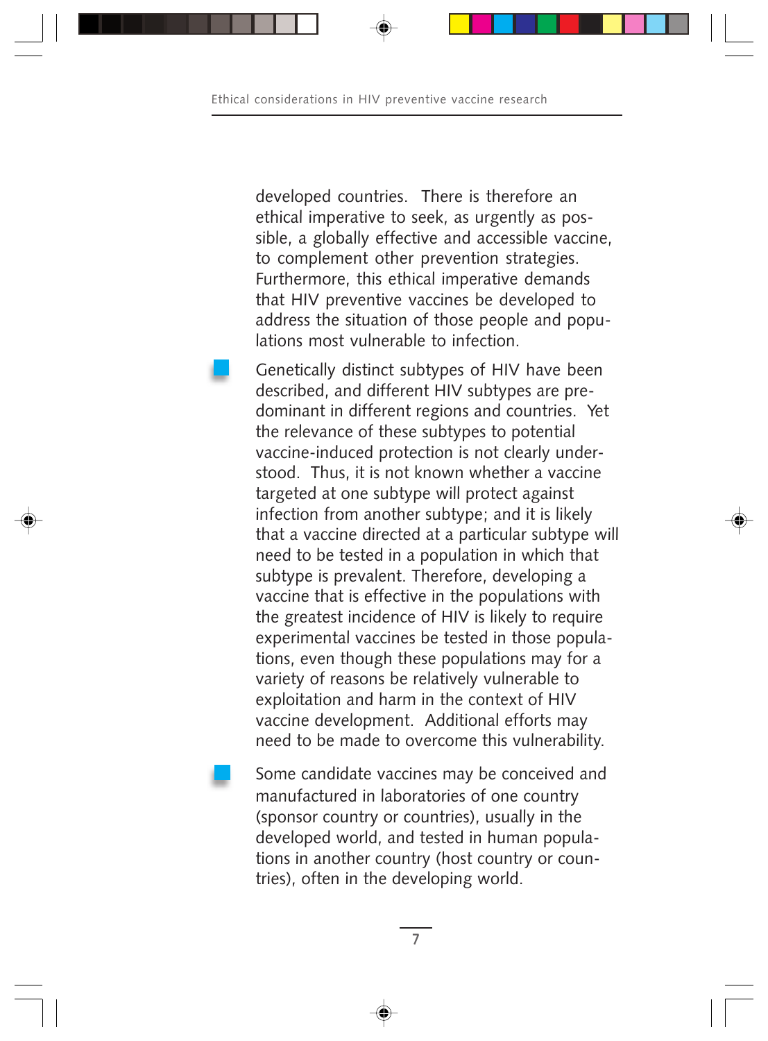developed countries. There is therefore an ethical imperative to seek, as urgently as possible, a globally effective and accessible vaccine, to complement other prevention strategies. Furthermore, this ethical imperative demands that HIV preventive vaccines be developed to address the situation of those people and populations most vulnerable to infection.

- Genetically distinct subtypes of HIV have been described, and different HIV subtypes are predominant in different regions and countries. Yet the relevance of these subtypes to potential vaccine-induced protection is not clearly understood. Thus, it is not known whether a vaccine targeted at one subtype will protect against infection from another subtype; and it is likely that a vaccine directed at a particular subtype will need to be tested in a population in which that subtype is prevalent. Therefore, developing a vaccine that is effective in the populations with the greatest incidence of HIV is likely to require experimental vaccines be tested in those populations, even though these populations may for a variety of reasons be relatively vulnerable to exploitation and harm in the context of HIV vaccine development. Additional efforts may need to be made to overcome this vulnerability.

- Some candidate vaccines may be conceived and manufactured in laboratories of one country (sponsor country or countries), usually in the developed world, and tested in human populations in another country (host country or countries), often in the developing world.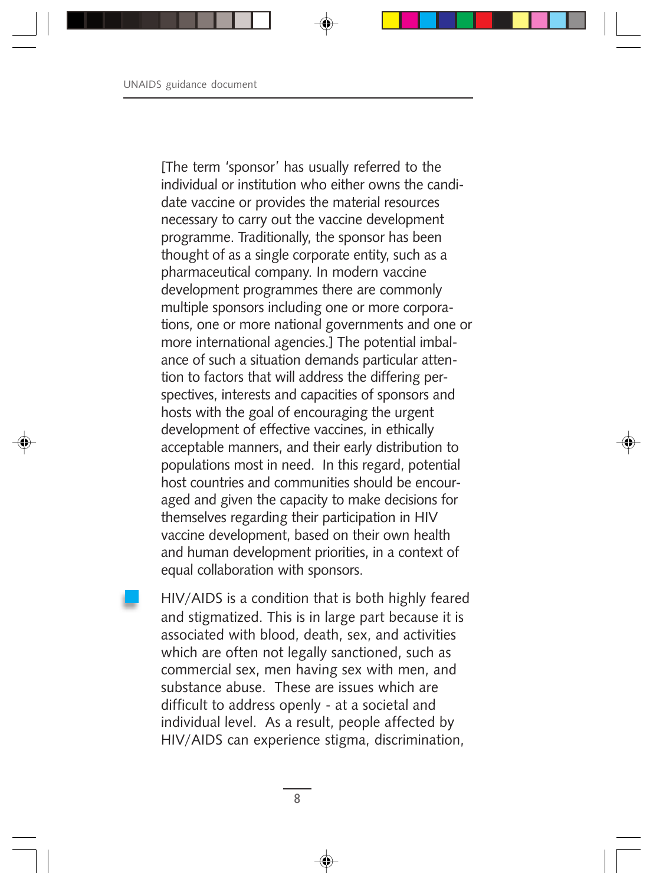[The term 'sponsor' has usually referred to the individual or institution who either owns the candidate vaccine or provides the material resources necessary to carry out the vaccine development programme. Traditionally, the sponsor has been thought of as a single corporate entity, such as a pharmaceutical company. In modern vaccine development programmes there are commonly multiple sponsors including one or more corporations, one or more national governments and one or more international agencies.] The potential imbalance of such a situation demands particular attention to factors that will address the differing perspectives, interests and capacities of sponsors and hosts with the goal of encouraging the urgent development of effective vaccines, in ethically acceptable manners, and their early distribution to populations most in need. In this regard, potential host countries and communities should be encouraged and given the capacity to make decisions for themselves regarding their participation in HIV vaccine development, based on their own health and human development priorities, in a context of equal collaboration with sponsors.

- HIV/AIDS is a condition that is both highly feared and stigmatized. This is in large part because it is associated with blood, death, sex, and activities which are often not legally sanctioned, such as commercial sex, men having sex with men, and substance abuse. These are issues which are difficult to address openly - at a societal and individual level. As a result, people affected by HIV/AIDS can experience stigma, discrimination,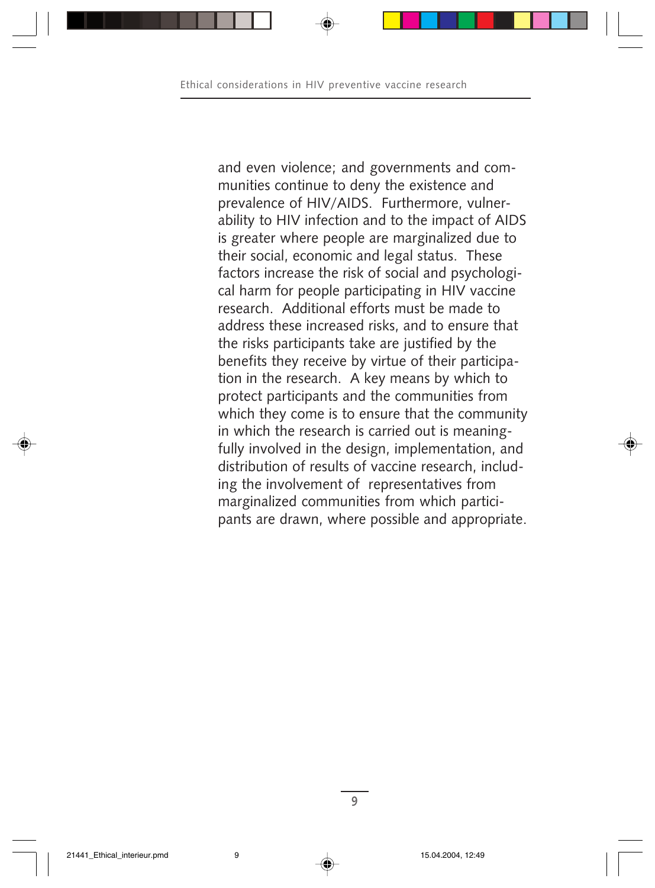and even violence; and governments and communities continue to deny the existence and prevalence of HIV/AIDS. Furthermore, vulnerability to HIV infection and to the impact of AIDS is greater where people are marginalized due to their social, economic and legal status. These factors increase the risk of social and psychological harm for people participating in HIV vaccine research. Additional efforts must be made to address these increased risks, and to ensure that the risks participants take are justified by the benefits they receive by virtue of their participation in the research. A key means by which to protect participants and the communities from which they come is to ensure that the community in which the research is carried out is meaningfully involved in the design, implementation, and distribution of results of vaccine research, including the involvement of representatives from marginalized communities from which participants are drawn, where possible and appropriate.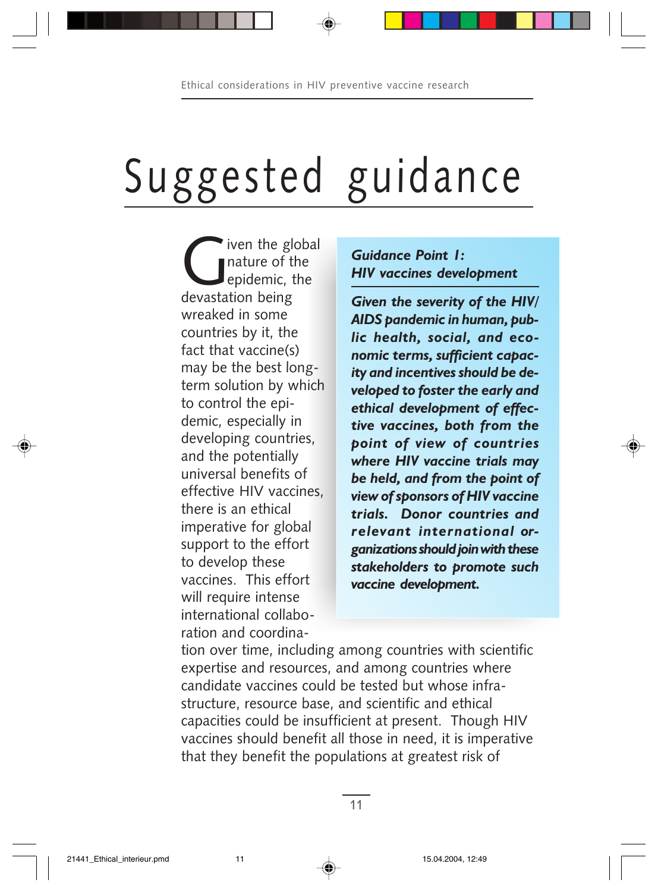# Suggested guidance

Given the global nature of the epidemic, the devastation being wreaked in some countries by it, the fact that vaccine(s) may be the best long-term solution by which to control the epidemic, especially in developing countries, and the potentially universal benefits of effective HIV vaccines, there is an ethical imperative for global support to the effort to develop these vaccines. This effort will require intense international collaboration and coordination over time, including among countries with scientific expertise and resources, and among countries where candidate vaccines could be tested but whose infrastructure, resource base, and scientific and ethical capacities could be insufficient at present. Though HIV vaccines should benefit all those in need, it is imperative that they benefit the populations at greatest risk of

> ***Guidance Point 1: HIV vaccines development***
>
> ***Given the severity of the HIV/AIDS pandemic in human, public health, social, and economic terms, sufficient capacity and incentives should be developed to foster the early and ethical development of effective vaccines, both from the point of view of countries where HIV vaccine trials may be held, and from the point of view of sponsors of HIV vaccine trials. Donor countries and relevant international organizations should join with these stakeholders to promote such vaccine development.***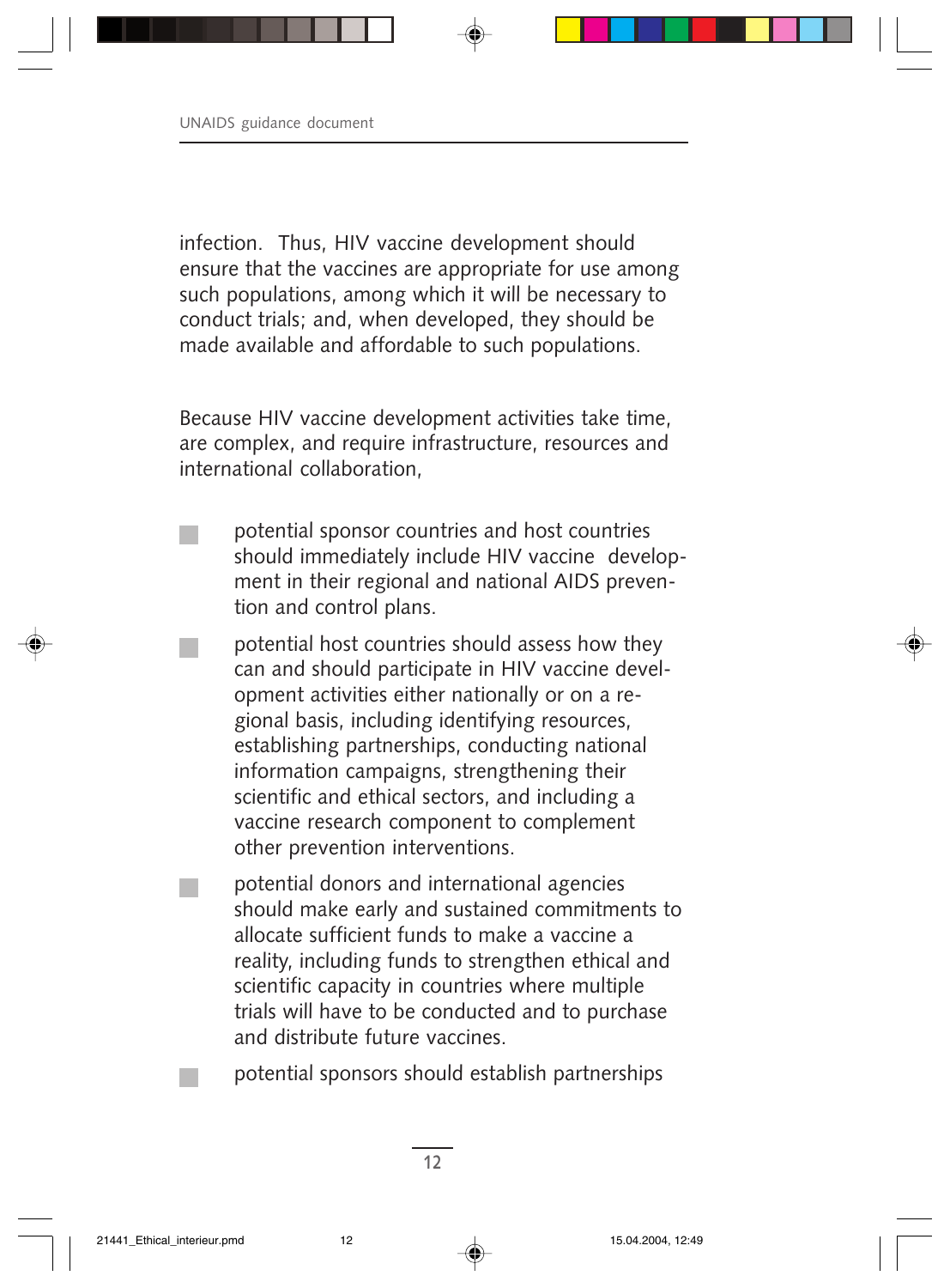infection. Thus, HIV vaccine development should ensure that the vaccines are appropriate for use among such populations, among which it will be necessary to conduct trials; and, when developed, they should be made available and affordable to such populations.

Because HIV vaccine development activities take time, are complex, and require infrastructure, resources and international collaboration,

- potential sponsor countries and host countries should immediately include HIV vaccine development in their regional and national AIDS prevention and control plans.
- potential host countries should assess how they can and should participate in HIV vaccine development activities either nationally or on a regional basis, including identifying resources, establishing partnerships, conducting national information campaigns, strengthening their scientific and ethical sectors, and including a vaccine research component to complement other prevention interventions.
- potential donors and international agencies should make early and sustained commitments to allocate sufficient funds to make a vaccine a reality, including funds to strengthen ethical and scientific capacity in countries where multiple trials will have to be conducted and to purchase and distribute future vaccines.
- potential sponsors should establish partnerships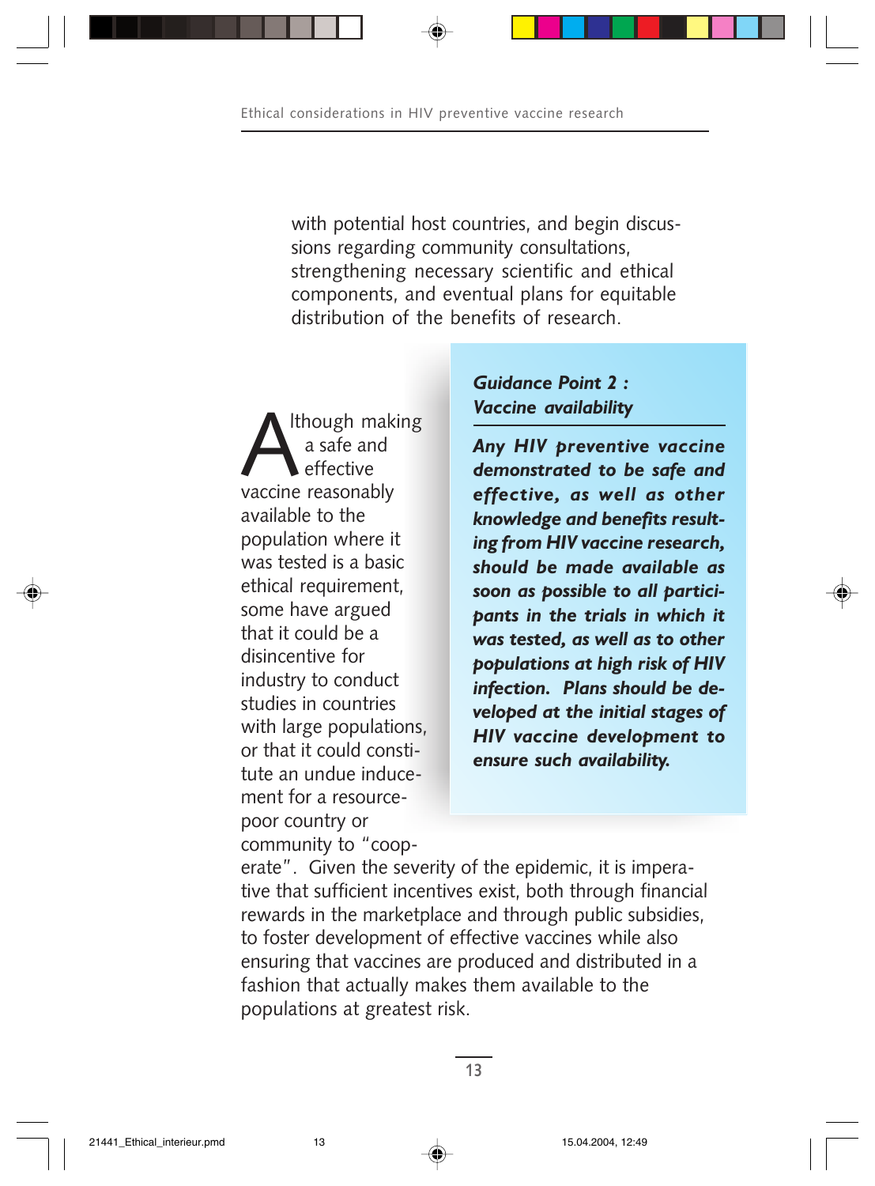with potential host countries, and begin discussions regarding community consultations, strengthening necessary scientific and ethical components, and eventual plans for equitable distribution of the benefits of research.

> ***Guidance Point 2 : Vaccine availability***
>
> ***Any HIV preventive vaccine demonstrated to be safe and effective, as well as other knowledge and benefits resulting from HIV vaccine research, should be made available as soon as possible to all participants in the trials in which it was tested, as well as to other populations at high risk of HIV infection. Plans should be developed at the initial stages of HIV vaccine development to ensure such availability.***

Although making a safe and effective vaccine reasonably available to the population where it was tested is a basic ethical requirement, some have argued that it could be a disincentive for industry to conduct studies in countries with large populations, or that it could constitute an undue inducement for a resource-poor country or community to "cooperate". Given the severity of the epidemic, it is imperative that sufficient incentives exist, both through financial rewards in the marketplace and through public subsidies, to foster development of effective vaccines while also ensuring that vaccines are produced and distributed in a fashion that actually makes them available to the populations at greatest risk.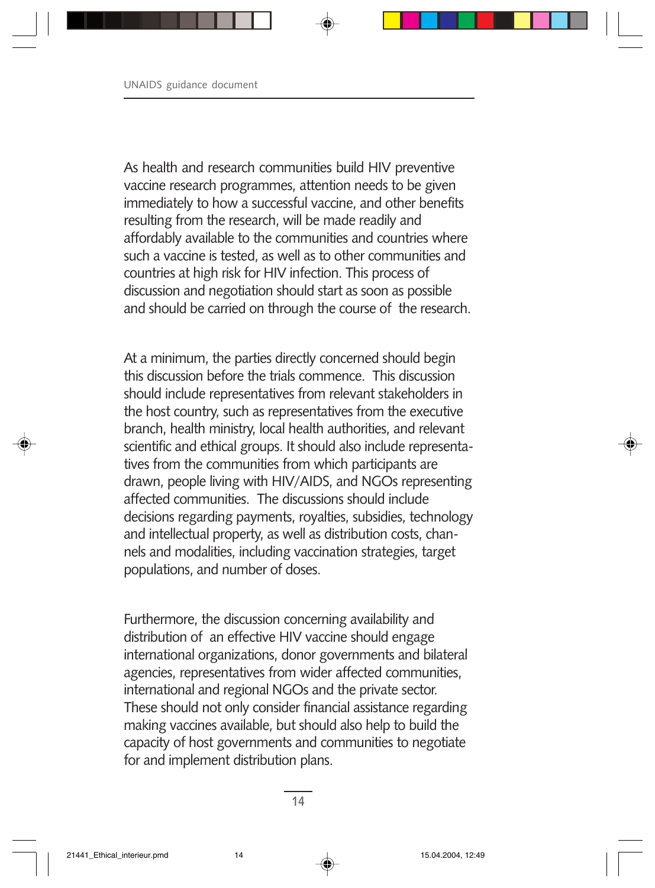As health and research communities build HIV preventive vaccine research programmes, attention needs to be given immediately to how a successful vaccine, and other benefits resulting from the research, will be made readily and affordably available to the communities and countries where such a vaccine is tested, as well as to other communities and countries at high risk for HIV infection. This process of discussion and negotiation should start as soon as possible and should be carried on through the course of the research.

At a minimum, the parties directly concerned should begin this discussion before the trials commence. This discussion should include representatives from relevant stakeholders in the host country, such as representatives from the executive branch, health ministry, local health authorities, and relevant scientific and ethical groups. It should also include representatives from the communities from which participants are drawn, people living with HIV/AIDS, and NGOs representing affected communities. The discussions should include decisions regarding payments, royalties, subsidies, technology and intellectual property, as well as distribution costs, channels and modalities, including vaccination strategies, target populations, and number of doses.

Furthermore, the discussion concerning availability and distribution of an effective HIV vaccine should engage international organizations, donor governments and bilateral agencies, representatives from wider affected communities, international and regional NGOs and the private sector. These should not only consider financial assistance regarding making vaccines available, but should also help to build the capacity of host governments and communities to negotiate for and implement distribution plans.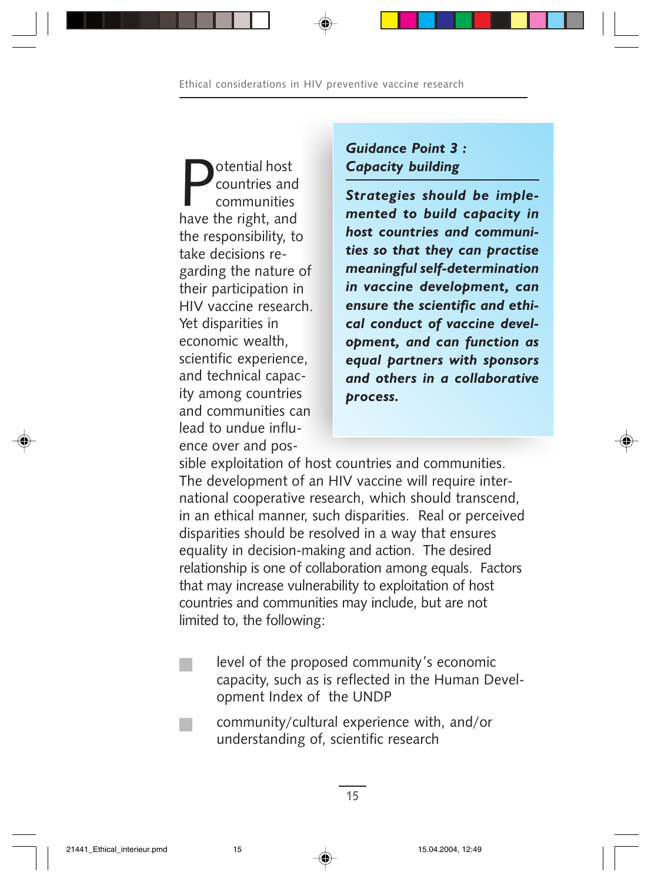> ***Guidance Point 3 : Capacity building***
>
> ***Strategies should be implemented to build capacity in host countries and communities so that they can practise meaningful self-determination in vaccine development, can ensure the scientific and ethical conduct of vaccine development, and can function as equal partners with sponsors and others in a collaborative process.***

Potential host countries and communities have the right, and the responsibility, to take decisions regarding the nature of their participation in HIV vaccine research. Yet disparities in economic wealth, scientific experience, and technical capacity among countries and communities can lead to undue influence over and possible exploitation of host countries and communities. The development of an HIV vaccine will require international cooperative research, which should transcend, in an ethical manner, such disparities. Real or perceived disparities should be resolved in a way that ensures equality in decision-making and action. The desired relationship is one of collaboration among equals. Factors that may increase vulnerability to exploitation of host countries and communities may include, but are not limited to, the following:

- level of the proposed community's economic capacity, such as is reflected in the Human Development Index of the UNDP
- community/cultural experience with, and/or understanding of, scientific research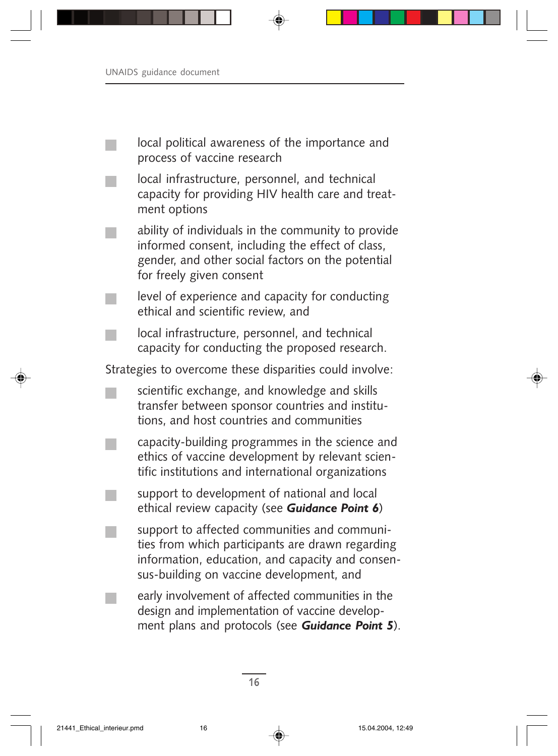- local political awareness of the importance and process of vaccine research
- local infrastructure, personnel, and technical capacity for providing HIV health care and treatment options
- ability of individuals in the community to provide informed consent, including the effect of class, gender, and other social factors on the potential for freely given consent
- level of experience and capacity for conducting ethical and scientific review, and
- local infrastructure, personnel, and technical capacity for conducting the proposed research.

Strategies to overcome these disparities could involve:

- scientific exchange, and knowledge and skills transfer between sponsor countries and institutions, and host countries and communities
- capacity-building programmes in the science and ethics of vaccine development by relevant scientific institutions and international organizations
- support to development of national and local ethical review capacity (see ***Guidance Point 6***)
- support to affected communities and communities from which participants are drawn regarding information, education, and capacity and consensus-building on vaccine development, and
- early involvement of affected communities in the design and implementation of vaccine development plans and protocols (see ***Guidance Point 5***).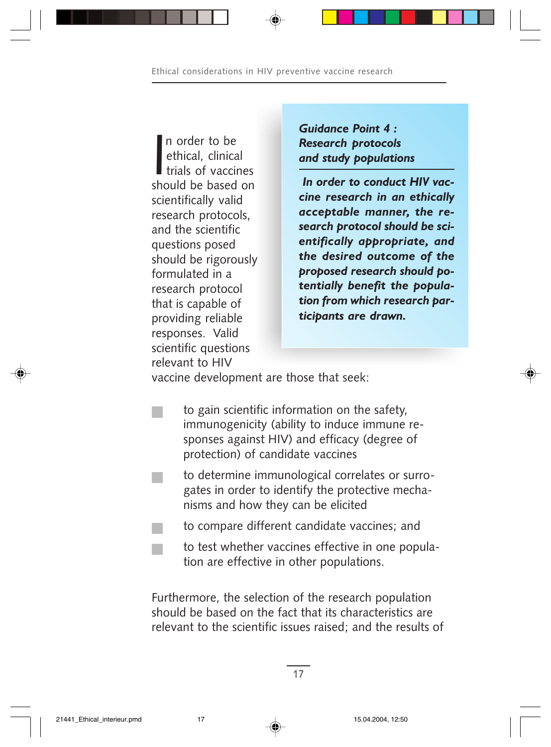> ***Guidance Point 4 : Research protocols and study populations***
>
> ***In order to conduct HIV vaccine research in an ethically acceptable manner, the research protocol should be scientifically appropriate, and the desired outcome of the proposed research should potentially benefit the population from which research participants are drawn.***

In order to be ethical, clinical trials of vaccines should be based on scientifically valid research protocols, and the scientific questions posed should be rigorously formulated in a research protocol that is capable of providing reliable responses. Valid scientific questions relevant to HIV vaccine development are those that seek:

- to gain scientific information on the safety, immunogenicity (ability to induce immune responses against HIV) and efficacy (degree of protection) of candidate vaccines
- to determine immunological correlates or surrogates in order to identify the protective mechanisms and how they can be elicited
- to compare different candidate vaccines; and
- to test whether vaccines effective in one population are effective in other populations.

Furthermore, the selection of the research population should be based on the fact that its characteristics are relevant to the scientific issues raised; and the results of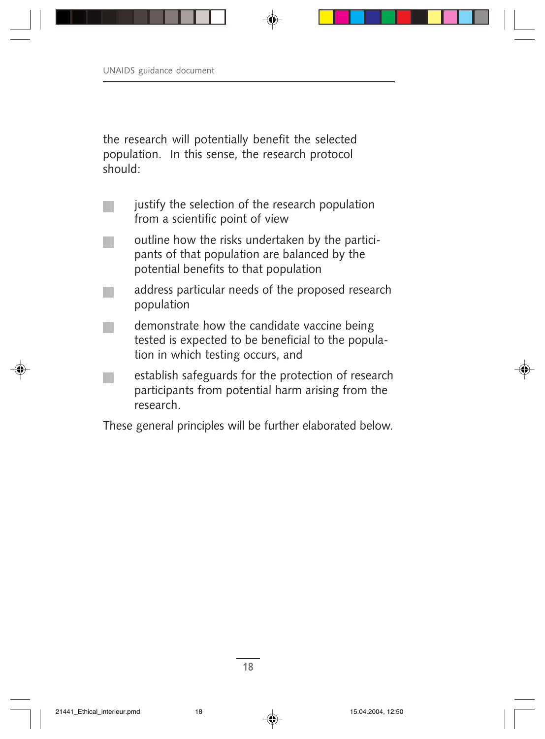the research will potentially benefit the selected population. In this sense, the research protocol should:

- justify the selection of the research population from a scientific point of view
- outline how the risks undertaken by the participants of that population are balanced by the potential benefits to that population
- address particular needs of the proposed research population
- demonstrate how the candidate vaccine being tested is expected to be beneficial to the population in which testing occurs, and
- establish safeguards for the protection of research participants from potential harm arising from the research.

These general principles will be further elaborated below.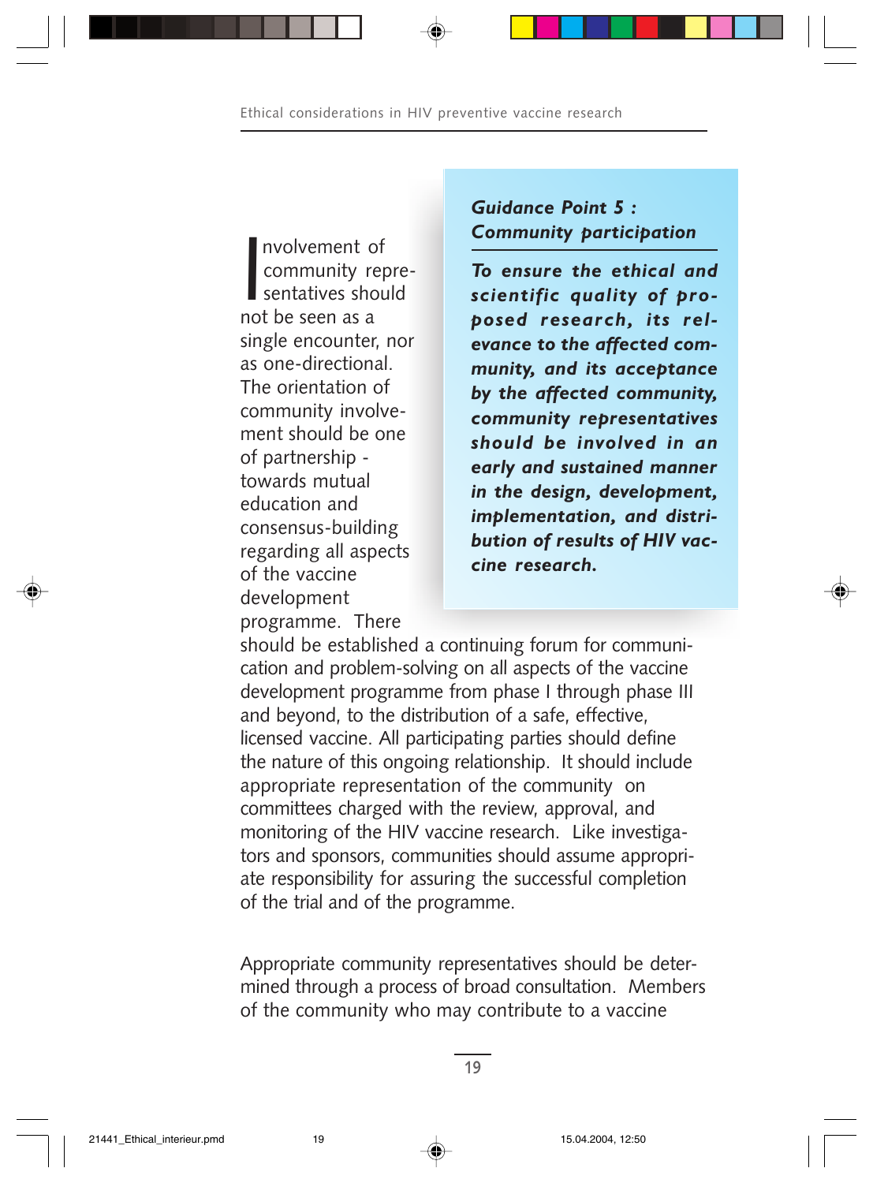> ***Guidance Point 5 : Community participation***
>
> ***To ensure the ethical and scientific quality of proposed research, its relevance to the affected community, and its acceptance by the affected community, community representatives should be involved in an early and sustained manner in the design, development, implementation, and distribution of results of HIV vaccine research.***

Involvement of community representatives should not be seen as a single encounter, nor as one-directional. The orientation of community involvement should be one of partnership - towards mutual education and consensus-building regarding all aspects of the vaccine development programme. There should be established a continuing forum for communication and problem-solving on all aspects of the vaccine development programme from phase I through phase III and beyond, to the distribution of a safe, effective, licensed vaccine. All participating parties should define the nature of this ongoing relationship. It should include appropriate representation of the community on committees charged with the review, approval, and monitoring of the HIV vaccine research. Like investigators and sponsors, communities should assume appropriate responsibility for assuring the successful completion of the trial and of the programme.

Appropriate community representatives should be determined through a process of broad consultation. Members of the community who may contribute to a vaccine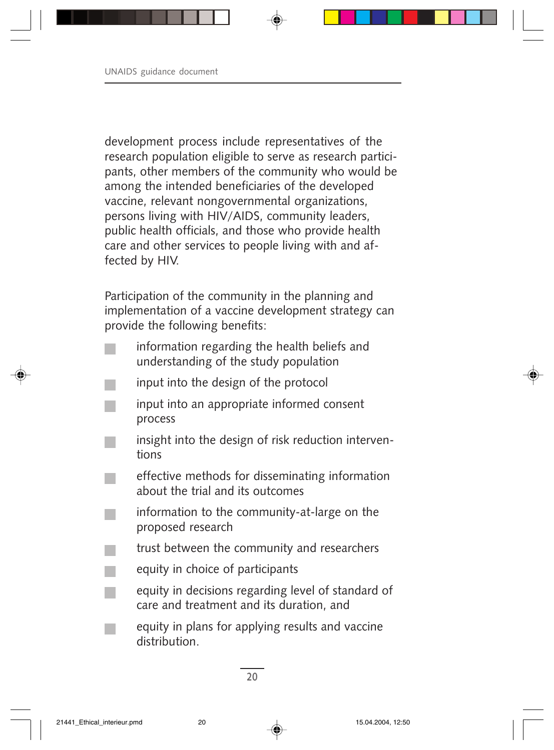development process include representatives of the research population eligible to serve as research participants, other members of the community who would be among the intended beneficiaries of the developed vaccine, relevant nongovernmental organizations, persons living with HIV/AIDS, community leaders, public health officials, and those who provide health care and other services to people living with and affected by HIV.

Participation of the community in the planning and implementation of a vaccine development strategy can provide the following benefits:

- information regarding the health beliefs and understanding of the study population
- input into the design of the protocol
- input into an appropriate informed consent process
- insight into the design of risk reduction interventions
- effective methods for disseminating information about the trial and its outcomes
- information to the community-at-large on the proposed research
- trust between the community and researchers
- equity in choice of participants
- equity in decisions regarding level of standard of care and treatment and its duration, and
- equity in plans for applying results and vaccine distribution.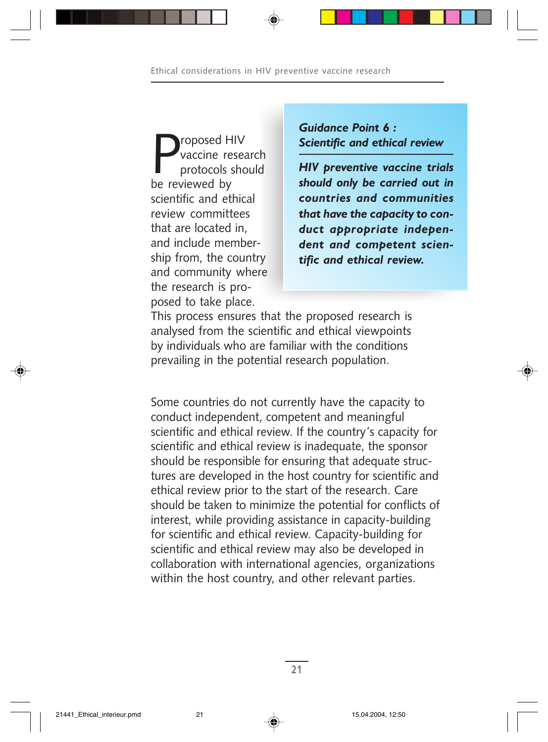> ***Guidance Point 6 : Scientific and ethical review***
>
> ***HIV preventive vaccine trials should only be carried out in countries and communities that have the capacity to conduct appropriate independent and competent scientific and ethical review.***

Proposed HIV vaccine research protocols should be reviewed by scientific and ethical review committees that are located in, and include membership from, the country and community where the research is proposed to take place. This process ensures that the proposed research is analysed from the scientific and ethical viewpoints by individuals who are familiar with the conditions prevailing in the potential research population.

Some countries do not currently have the capacity to conduct independent, competent and meaningful scientific and ethical review. If the country's capacity for scientific and ethical review is inadequate, the sponsor should be responsible for ensuring that adequate structures are developed in the host country for scientific and ethical review prior to the start of the research. Care should be taken to minimize the potential for conflicts of interest, while providing assistance in capacity-building for scientific and ethical review. Capacity-building for scientific and ethical review may also be developed in collaboration with international agencies, organizations within the host country, and other relevant parties.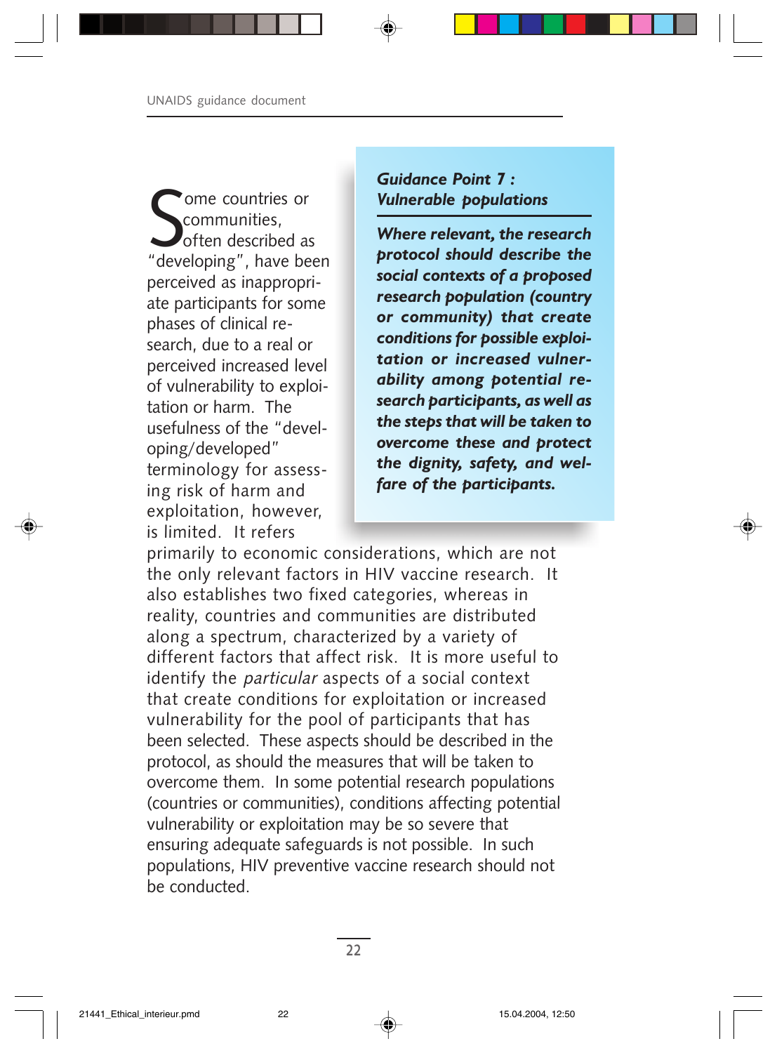> ***Guidance Point 7 : Vulnerable populations***
>
> ***Where relevant, the research protocol should describe the social contexts of a proposed research population (country or community) that create conditions for possible exploitation or increased vulnerability among potential research participants, as well as the steps that will be taken to overcome these and protect the dignity, safety, and welfare of the participants.***

Some countries or communities, often described as "developing", have been perceived as inappropriate participants for some phases of clinical research, due to a real or perceived increased level of vulnerability to exploitation or harm. The usefulness of the "developing/developed" terminology for assessing risk of harm and exploitation, however, is limited. It refers primarily to economic considerations, which are not the only relevant factors in HIV vaccine research. It also establishes two fixed categories, whereas in reality, countries and communities are distributed along a spectrum, characterized by a variety of different factors that affect risk. It is more useful to identify the *particular* aspects of a social context that create conditions for exploitation or increased vulnerability for the pool of participants that has been selected. These aspects should be described in the protocol, as should the measures that will be taken to overcome them. In some potential research populations (countries or communities), conditions affecting potential vulnerability or exploitation may be so severe that ensuring adequate safeguards is not possible. In such populations, HIV preventive vaccine research should not be conducted.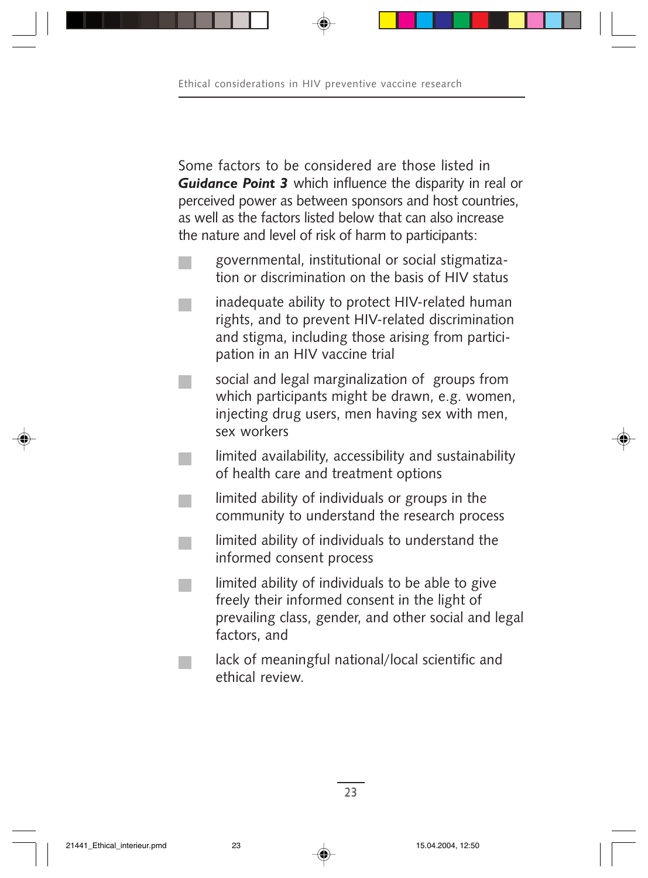Some factors to be considered are those listed in ***Guidance Point 3*** which influence the disparity in real or perceived power as between sponsors and host countries, as well as the factors listed below that can also increase the nature and level of risk of harm to participants:

- governmental, institutional or social stigmatization or discrimination on the basis of HIV status
- inadequate ability to protect HIV-related human rights, and to prevent HIV-related discrimination and stigma, including those arising from participation in an HIV vaccine trial
- social and legal marginalization of groups from which participants might be drawn, e.g. women, injecting drug users, men having sex with men, sex workers
- limited availability, accessibility and sustainability of health care and treatment options
- limited ability of individuals or groups in the community to understand the research process
- limited ability of individuals to understand the informed consent process
- limited ability of individuals to be able to give freely their informed consent in the light of prevailing class, gender, and other social and legal factors, and
- lack of meaningful national/local scientific and ethical review.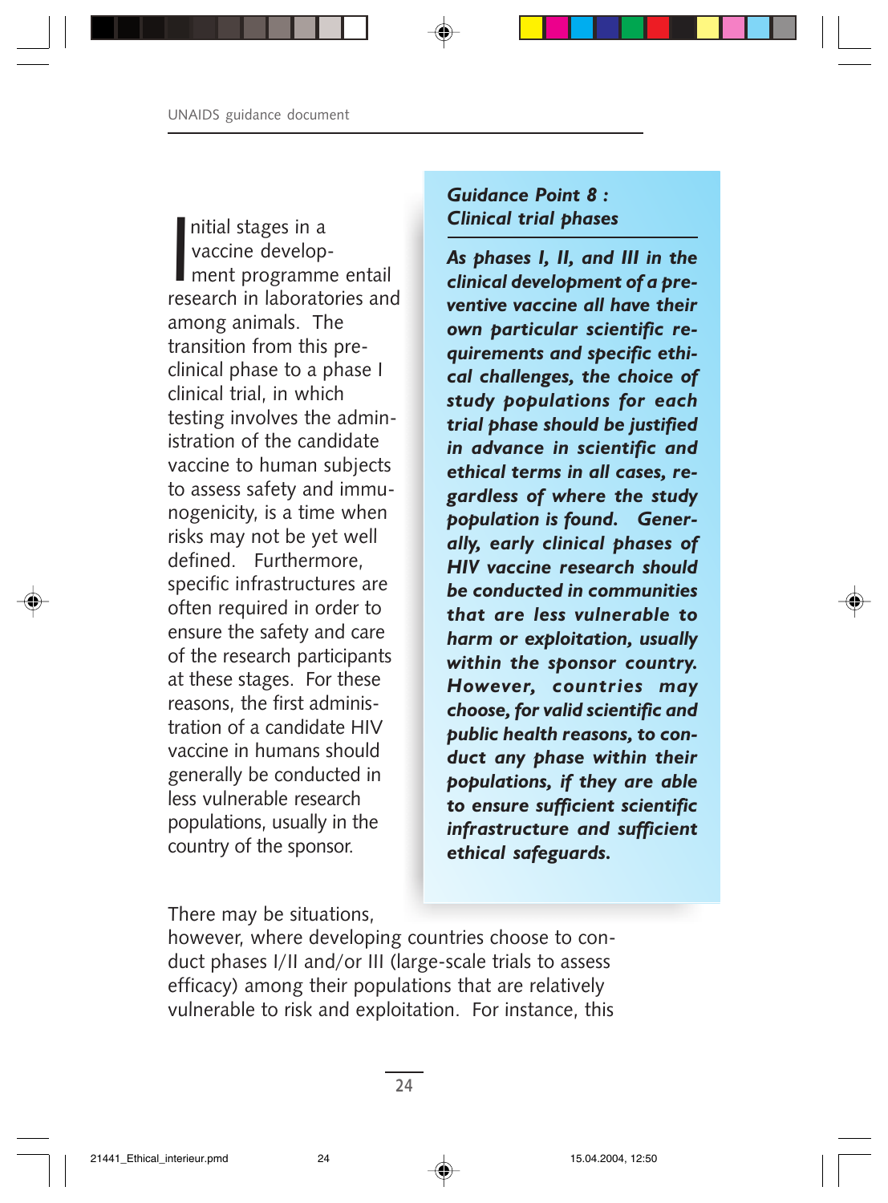Initial stages in a vaccine development programme entail research in laboratories and among animals. The transition from this pre-clinical phase to a phase I clinical trial, in which testing involves the administration of the candidate vaccine to human subjects to assess safety and immunogenicity, is a time when risks may not be yet well defined. Furthermore, specific infrastructures are often required in order to ensure the safety and care of the research participants at these stages. For these reasons, the first administration of a candidate HIV vaccine in humans should generally be conducted in less vulnerable research populations, usually in the country of the sponsor.

> ***Guidance Point 8 : Clinical trial phases***
>
> ***As phases I, II, and III in the clinical development of a preventive vaccine all have their own particular scientific requirements and specific ethical challenges, the choice of study populations for each trial phase should be justified in advance in scientific and ethical terms in all cases, regardless of where the study population is found. Generally, early clinical phases of HIV vaccine research should be conducted in communities that are less vulnerable to harm or exploitation, usually within the sponsor country. However, countries may choose, for valid scientific and public health reasons, to conduct any phase within their populations, if they are able to ensure sufficient scientific infrastructure and sufficient ethical safeguards.***

There may be situations, however, where developing countries choose to conduct phases I/II and/or III (large-scale trials to assess efficacy) among their populations that are relatively vulnerable to risk and exploitation. For instance, this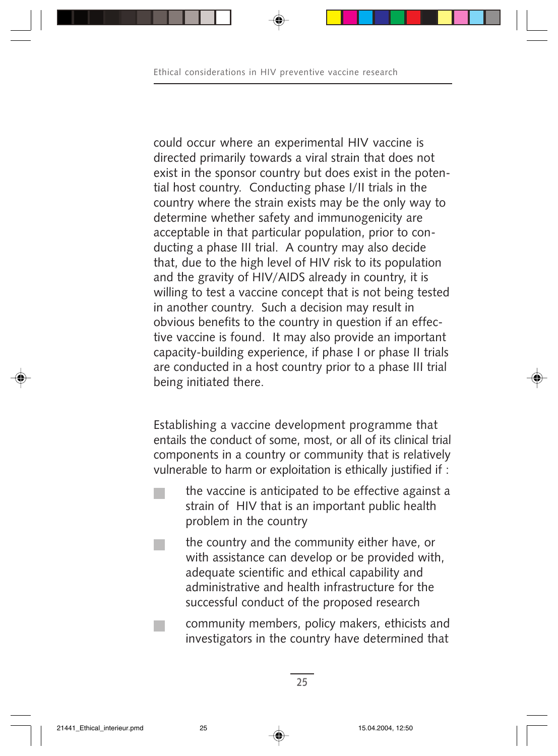could occur where an experimental HIV vaccine is directed primarily towards a viral strain that does not exist in the sponsor country but does exist in the potential host country. Conducting phase I/II trials in the country where the strain exists may be the only way to determine whether safety and immunogenicity are acceptable in that particular population, prior to conducting a phase III trial. A country may also decide that, due to the high level of HIV risk to its population and the gravity of HIV/AIDS already in country, it is willing to test a vaccine concept that is not being tested in another country. Such a decision may result in obvious benefits to the country in question if an effective vaccine is found. It may also provide an important capacity-building experience, if phase I or phase II trials are conducted in a host country prior to a phase III trial being initiated there.

Establishing a vaccine development programme that entails the conduct of some, most, or all of its clinical trial components in a country or community that is relatively vulnerable to harm or exploitation is ethically justified if :

- the vaccine is anticipated to be effective against a strain of HIV that is an important public health problem in the country
- the country and the community either have, or with assistance can develop or be provided with, adequate scientific and ethical capability and administrative and health infrastructure for the successful conduct of the proposed research
- community members, policy makers, ethicists and investigators in the country have determined that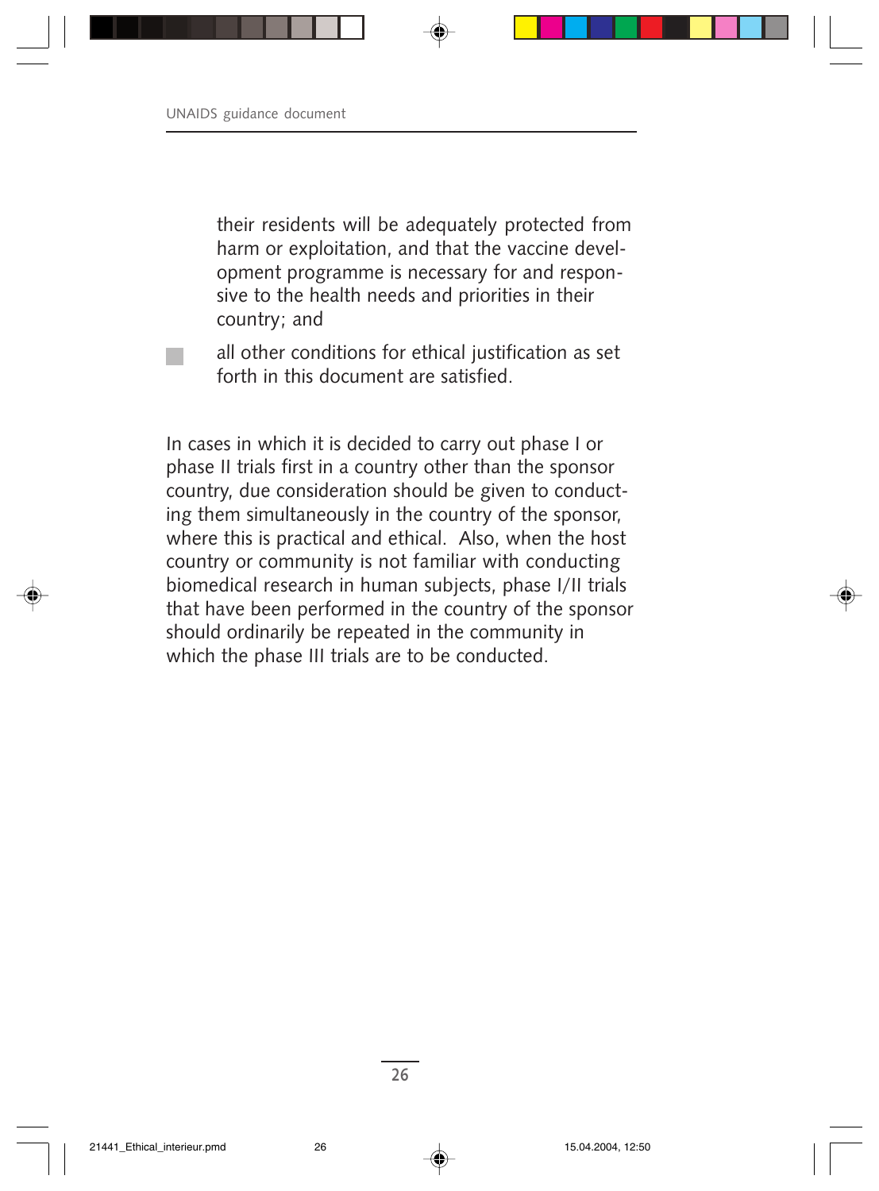their residents will be adequately protected from harm or exploitation, and that the vaccine development programme is necessary for and responsive to the health needs and priorities in their country; and

- all other conditions for ethical justification as set forth in this document are satisfied.

In cases in which it is decided to carry out phase I or phase II trials first in a country other than the sponsor country, due consideration should be given to conducting them simultaneously in the country of the sponsor, where this is practical and ethical. Also, when the host country or community is not familiar with conducting biomedical research in human subjects, phase I/II trials that have been performed in the country of the sponsor should ordinarily be repeated in the community in which the phase III trials are to be conducted.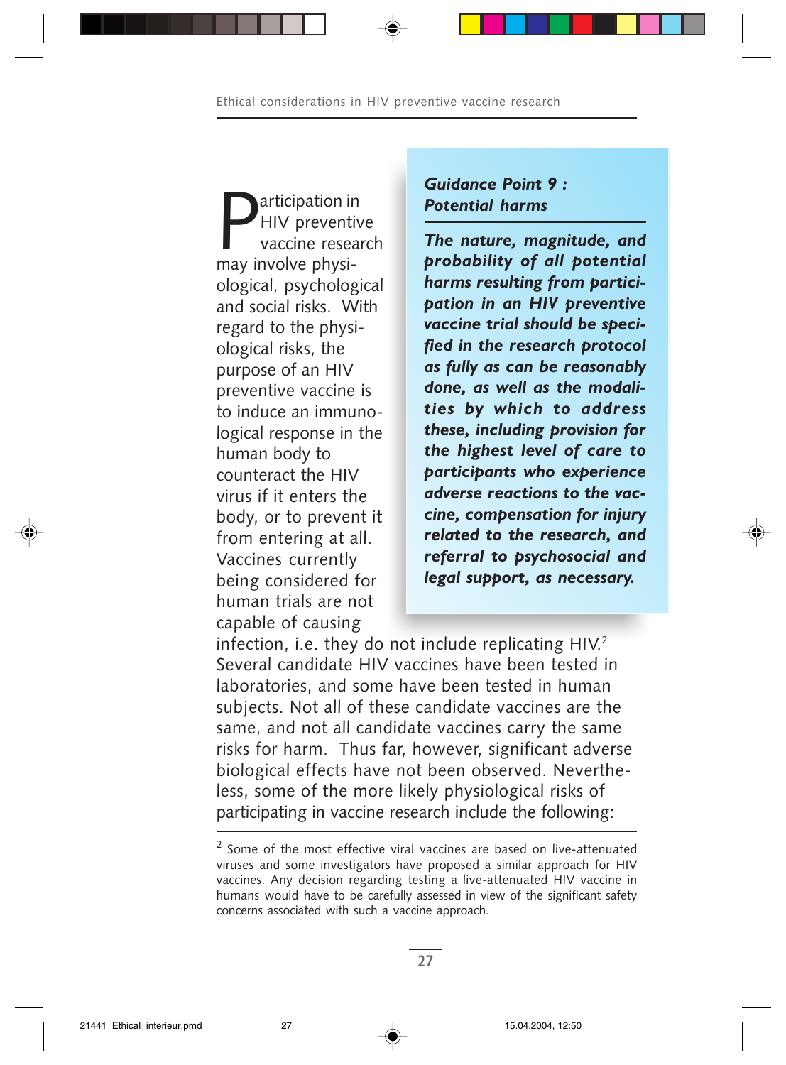**Guidance Point 9 : Potential harms**

***The nature, magnitude, and probability of all potential harms resulting from participation in an HIV preventive vaccine trial should be specified in the research protocol as fully as can be reasonably done, as well as the modalities by which to address these, including provision for the highest level of care to participants who experience adverse reactions to the vaccine, compensation for injury related to the research, and referral to psychosocial and legal support, as necessary.***

Participation in HIV preventive vaccine research may involve physiological, psychological and social risks. With regard to the physiological risks, the purpose of an HIV preventive vaccine is to induce an immunological response in the human body to counteract the HIV virus if it enters the body, or to prevent it from entering at all. Vaccines currently being considered for human trials are not capable of causing infection, i.e. they do not include replicating HIV.[2] Several candidate HIV vaccines have been tested in laboratories, and some have been tested in human subjects. Not all of these candidate vaccines are the same, and not all candidate vaccines carry the same risks for harm. Thus far, however, significant adverse biological effects have not been observed. Nevertheless, some of the more likely physiological risks of participating in vaccine research include the following:

[2] Some of the most effective viral vaccines are based on live-attenuated viruses and some investigators have proposed a similar approach for HIV vaccines. Any decision regarding testing a live-attenuated HIV vaccine in humans would have to be carefully assessed in view of the significant safety concerns associated with such a vaccine approach.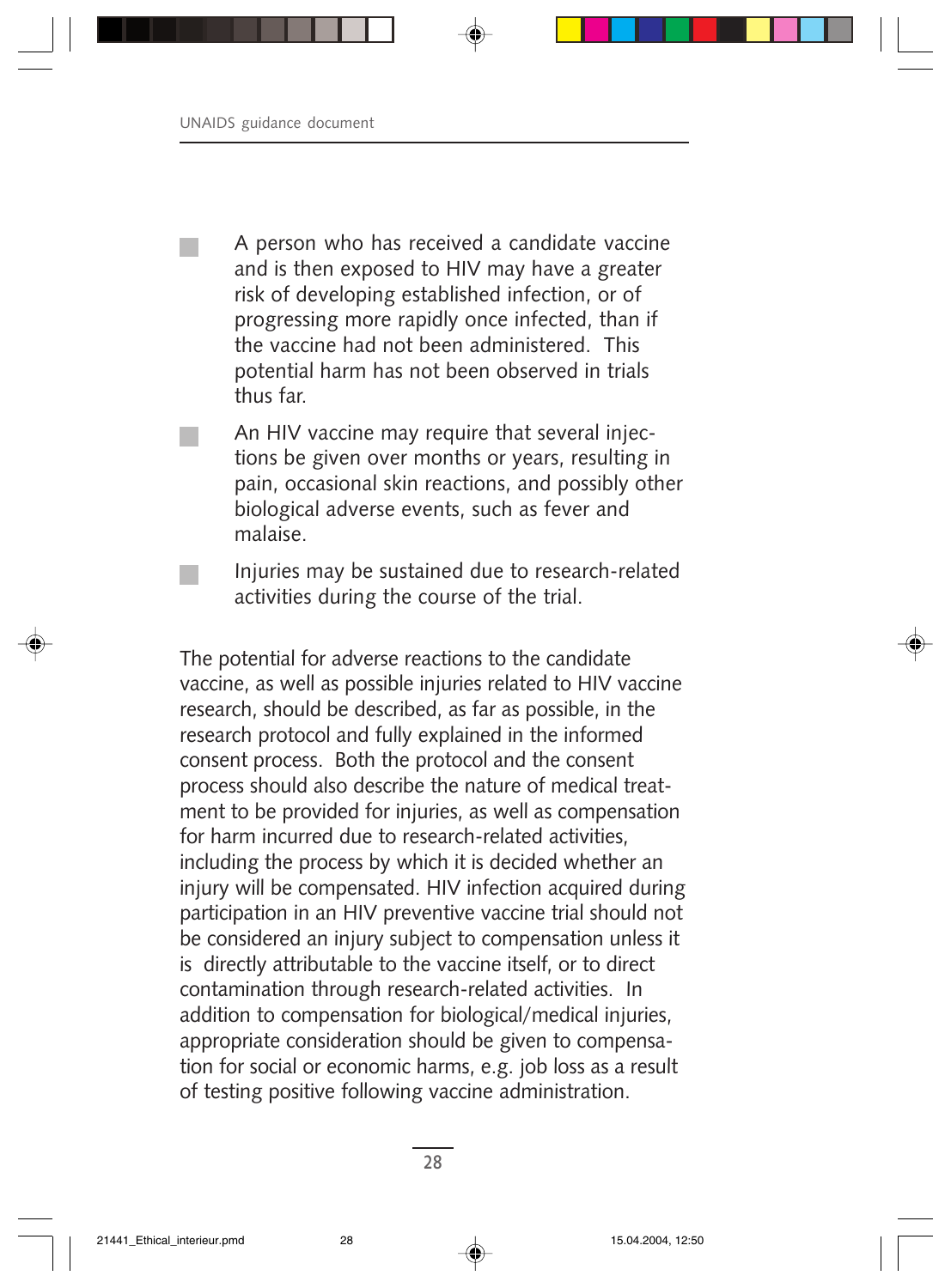- A person who has received a candidate vaccine and is then exposed to HIV may have a greater risk of developing established infection, or of progressing more rapidly once infected, than if the vaccine had not been administered. This potential harm has not been observed in trials thus far.
- An HIV vaccine may require that several injections be given over months or years, resulting in pain, occasional skin reactions, and possibly other biological adverse events, such as fever and malaise.
- Injuries may be sustained due to research-related activities during the course of the trial.

The potential for adverse reactions to the candidate vaccine, as well as possible injuries related to HIV vaccine research, should be described, as far as possible, in the research protocol and fully explained in the informed consent process. Both the protocol and the consent process should also describe the nature of medical treatment to be provided for injuries, as well as compensation for harm incurred due to research-related activities, including the process by which it is decided whether an injury will be compensated. HIV infection acquired during participation in an HIV preventive vaccine trial should not be considered an injury subject to compensation unless it is directly attributable to the vaccine itself, or to direct contamination through research-related activities. In addition to compensation for biological/medical injuries, appropriate consideration should be given to compensation for social or economic harms, e.g. job loss as a result of testing positive following vaccine administration.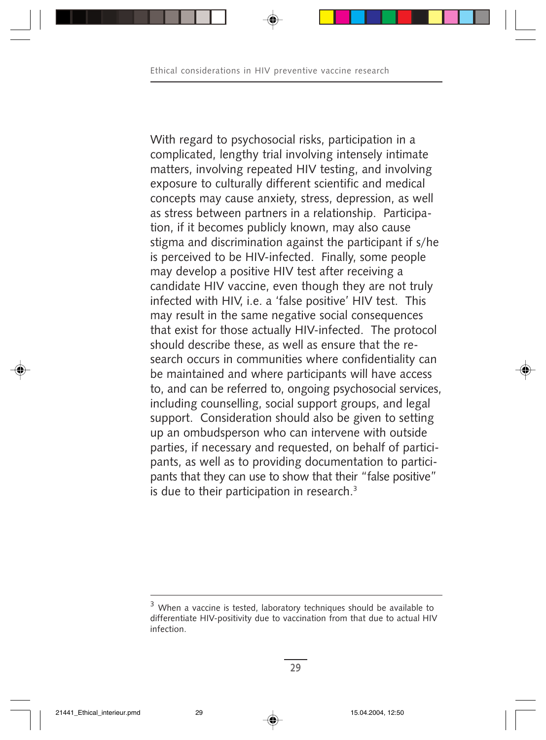With regard to psychosocial risks, participation in a complicated, lengthy trial involving intensely intimate matters, involving repeated HIV testing, and involving exposure to culturally different scientific and medical concepts may cause anxiety, stress, depression, as well as stress between partners in a relationship. Participation, if it becomes publicly known, may also cause stigma and discrimination against the participant if s/he is perceived to be HIV-infected. Finally, some people may develop a positive HIV test after receiving a candidate HIV vaccine, even though they are not truly infected with HIV, i.e. a 'false positive' HIV test. This may result in the same negative social consequences that exist for those actually HIV-infected. The protocol should describe these, as well as ensure that the research occurs in communities where confidentiality can be maintained and where participants will have access to, and can be referred to, ongoing psychosocial services, including counselling, social support groups, and legal support. Consideration should also be given to setting up an ombudsperson who can intervene with outside parties, if necessary and requested, on behalf of participants, as well as to providing documentation to participants that they can use to show that their "false positive" is due to their participation in research.[3]

---

[3] When a vaccine is tested, laboratory techniques should be available to differentiate HIV-positivity due to vaccination from that due to actual HIV infection.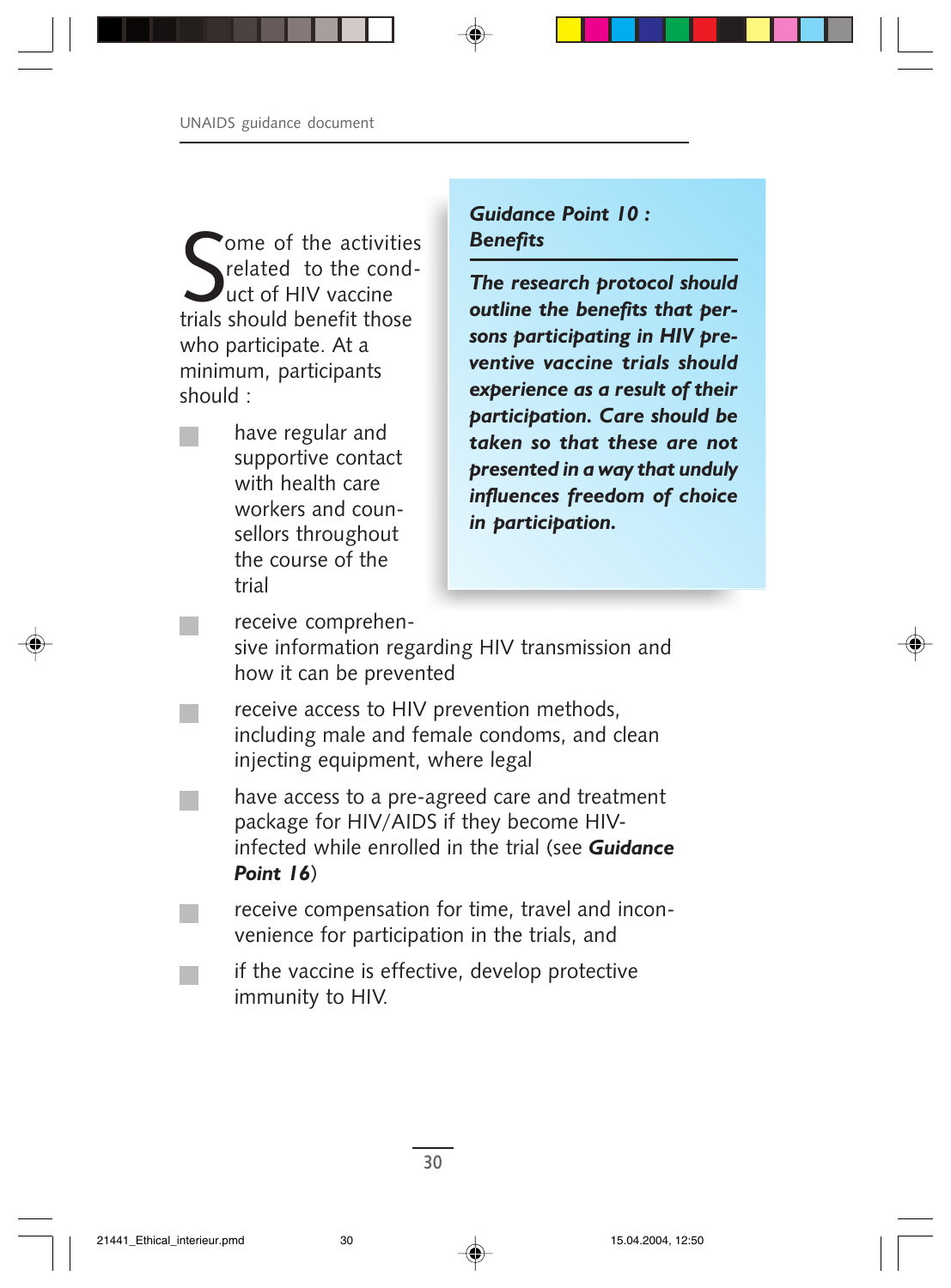## Guidance Point 10 : Benefits

***The research protocol should outline the benefits that persons participating in HIV preventive vaccine trials should experience as a result of their participation. Care should be taken so that these are not presented in a way that unduly influences freedom of choice in participation.***

Some of the activities related to the conduct of HIV vaccine trials should benefit those who participate. At a minimum, participants should :

- have regular and supportive contact with health care workers and counsellors throughout the course of the trial
- receive comprehensive information regarding HIV transmission and how it can be prevented
- receive access to HIV prevention methods, including male and female condoms, and clean injecting equipment, where legal
- have access to a pre-agreed care and treatment package for HIV/AIDS if they become HIV-infected while enrolled in the trial (see ***Guidance Point 16***)
- receive compensation for time, travel and inconvenience for participation in the trials, and
- if the vaccine is effective, develop protective immunity to HIV.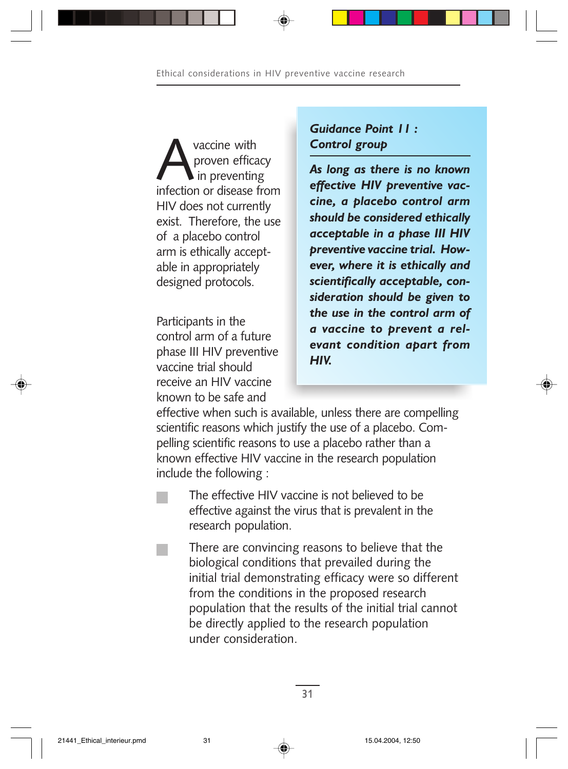> ### Guidance Point 11 : Control group
>
> ***As long as there is no known effective HIV preventive vaccine, a placebo control arm should be considered ethically acceptable in a phase III HIV preventive vaccine trial. However, where it is ethically and scientifically acceptable, consideration should be given to the use in the control arm of a vaccine to prevent a relevant condition apart from HIV.***

A vaccine with proven efficacy in preventing infection or disease from HIV does not currently exist. Therefore, the use of a placebo control arm is ethically acceptable in appropriately designed protocols.

Participants in the control arm of a future phase III HIV preventive vaccine trial should receive an HIV vaccine known to be safe and effective when such is available, unless there are compelling scientific reasons which justify the use of a placebo. Compelling scientific reasons to use a placebo rather than a known effective HIV vaccine in the research population include the following :

- The effective HIV vaccine is not believed to be effective against the virus that is prevalent in the research population.
- There are convincing reasons to believe that the biological conditions that prevailed during the initial trial demonstrating efficacy were so different from the conditions in the proposed research population that the results of the initial trial cannot be directly applied to the research population under consideration.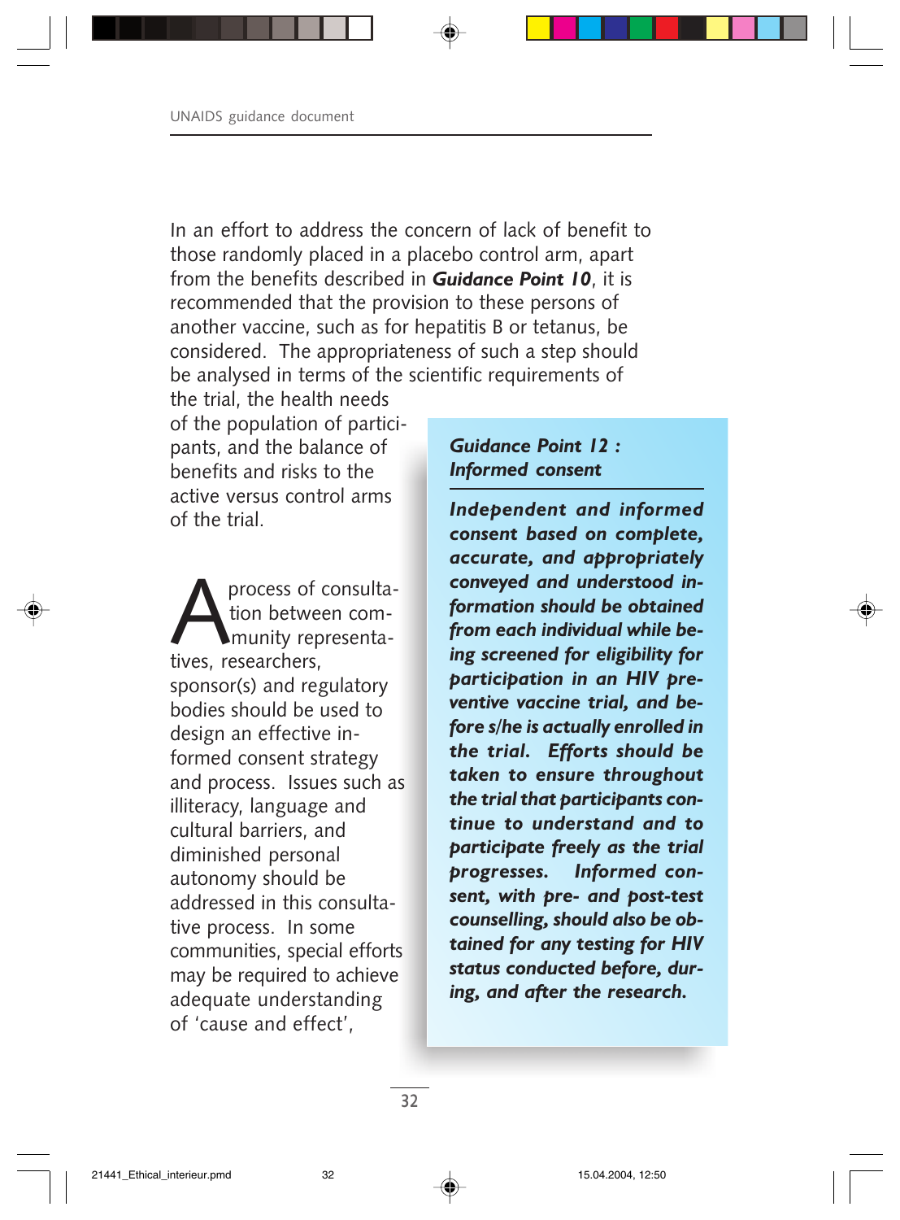In an effort to address the concern of lack of benefit to those randomly placed in a placebo control arm, apart from the benefits described in ***Guidance Point 10***, it is recommended that the provision to these persons of another vaccine, such as for hepatitis B or tetanus, be considered. The appropriateness of such a step should be analysed in terms of the scientific requirements of the trial, the health needs of the population of participants, and the balance of benefits and risks to the active versus control arms of the trial.

> ***Guidance Point 12 : Informed consent***
>
> ***Independent and informed consent based on complete, accurate, and appropriately conveyed and understood information should be obtained from each individual while being screened for eligibility for participation in an HIV preventive vaccine trial, and before s/he is actually enrolled in the trial. Efforts should be taken to ensure throughout the trial that participants continue to understand and to participate freely as the trial progresses. Informed consent, with pre- and post-test counselling, should also be obtained for any testing for HIV status conducted before, during, and after the research.***

A process of consultation between community representatives, researchers, sponsor(s) and regulatory bodies should be used to design an effective informed consent strategy and process. Issues such as illiteracy, language and cultural barriers, and diminished personal autonomy should be addressed in this consultative process. In some communities, special efforts may be required to achieve adequate understanding of 'cause and effect',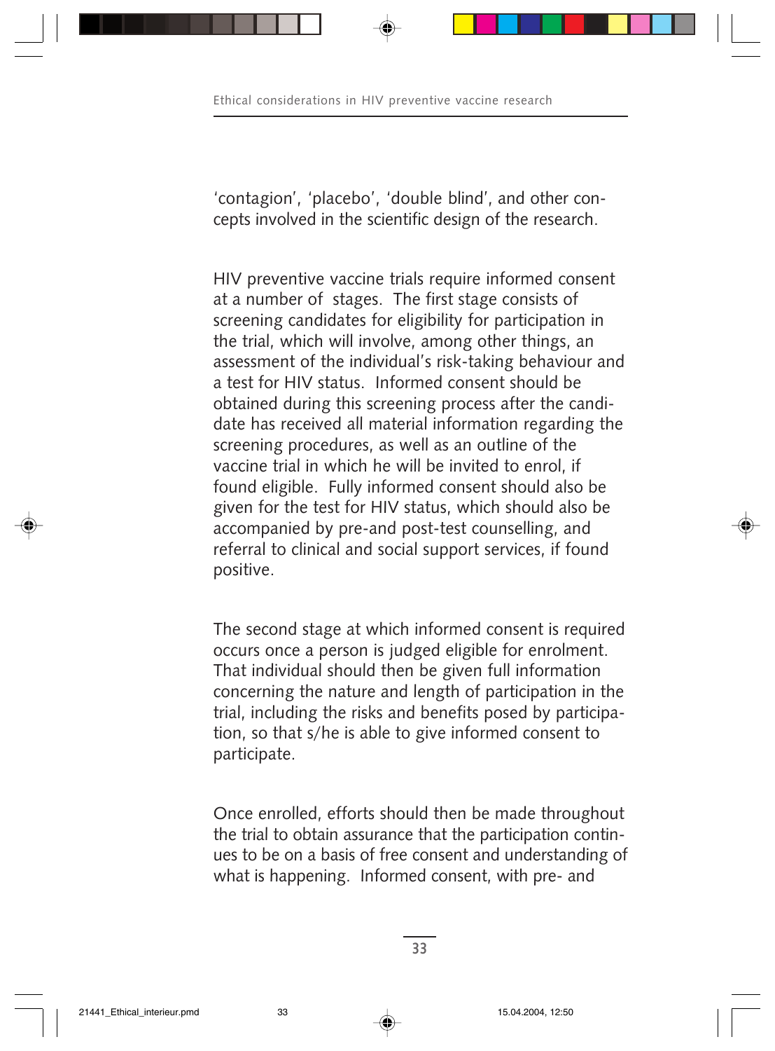'contagion', 'placebo', 'double blind', and other concepts involved in the scientific design of the research.

HIV preventive vaccine trials require informed consent at a number of stages. The first stage consists of screening candidates for eligibility for participation in the trial, which will involve, among other things, an assessment of the individual's risk-taking behaviour and a test for HIV status. Informed consent should be obtained during this screening process after the candidate has received all material information regarding the screening procedures, as well as an outline of the vaccine trial in which he will be invited to enrol, if found eligible. Fully informed consent should also be given for the test for HIV status, which should also be accompanied by pre-and post-test counselling, and referral to clinical and social support services, if found positive.

The second stage at which informed consent is required occurs once a person is judged eligible for enrolment. That individual should then be given full information concerning the nature and length of participation in the trial, including the risks and benefits posed by participation, so that s/he is able to give informed consent to participate.

Once enrolled, efforts should then be made throughout the trial to obtain assurance that the participation continues to be on a basis of free consent and understanding of what is happening. Informed consent, with pre- and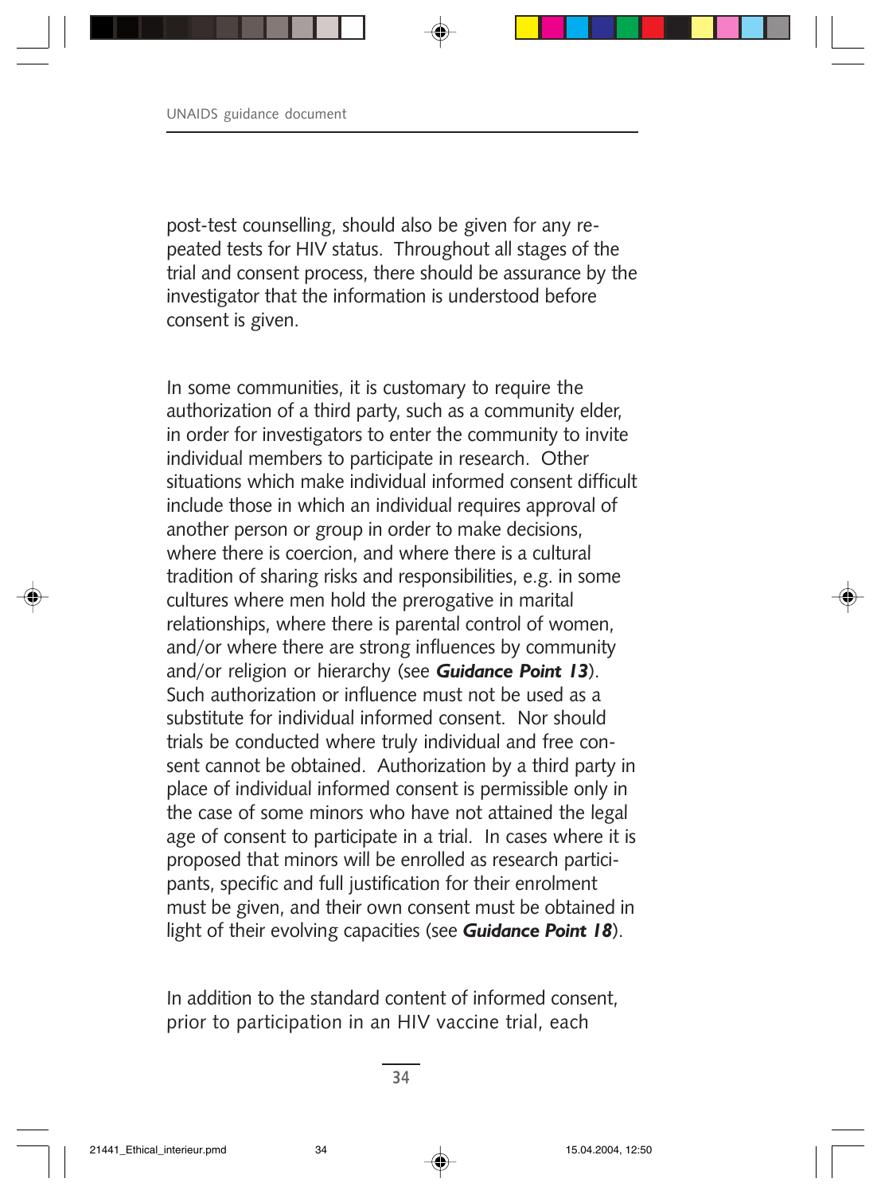post-test counselling, should also be given for any repeated tests for HIV status. Throughout all stages of the trial and consent process, there should be assurance by the investigator that the information is understood before consent is given.

In some communities, it is customary to require the authorization of a third party, such as a community elder, in order for investigators to enter the community to invite individual members to participate in research. Other situations which make individual informed consent difficult include those in which an individual requires approval of another person or group in order to make decisions, where there is coercion, and where there is a cultural tradition of sharing risks and responsibilities, e.g. in some cultures where men hold the prerogative in marital relationships, where there is parental control of women, and/or where there are strong influences by community and/or religion or hierarchy (see ***Guidance Point 13***). Such authorization or influence must not be used as a substitute for individual informed consent. Nor should trials be conducted where truly individual and free consent cannot be obtained. Authorization by a third party in place of individual informed consent is permissible only in the case of some minors who have not attained the legal age of consent to participate in a trial. In cases where it is proposed that minors will be enrolled as research participants, specific and full justification for their enrolment must be given, and their own consent must be obtained in light of their evolving capacities (see ***Guidance Point 18***).

In addition to the standard content of informed consent, prior to participation in an HIV vaccine trial, each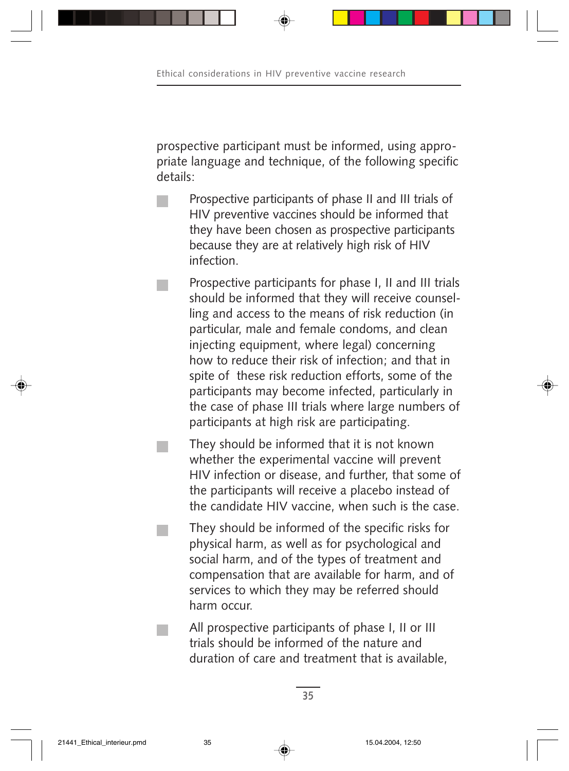prospective participant must be informed, using appropriate language and technique, of the following specific details:

- Prospective participants of phase II and III trials of HIV preventive vaccines should be informed that they have been chosen as prospective participants because they are at relatively high risk of HIV infection.
- Prospective participants for phase I, II and III trials should be informed that they will receive counselling and access to the means of risk reduction (in particular, male and female condoms, and clean injecting equipment, where legal) concerning how to reduce their risk of infection; and that in spite of these risk reduction efforts, some of the participants may become infected, particularly in the case of phase III trials where large numbers of participants at high risk are participating.
- They should be informed that it is not known whether the experimental vaccine will prevent HIV infection or disease, and further, that some of the participants will receive a placebo instead of the candidate HIV vaccine, when such is the case.
- They should be informed of the specific risks for physical harm, as well as for psychological and social harm, and of the types of treatment and compensation that are available for harm, and of services to which they may be referred should harm occur.
- All prospective participants of phase I, II or III trials should be informed of the nature and duration of care and treatment that is available,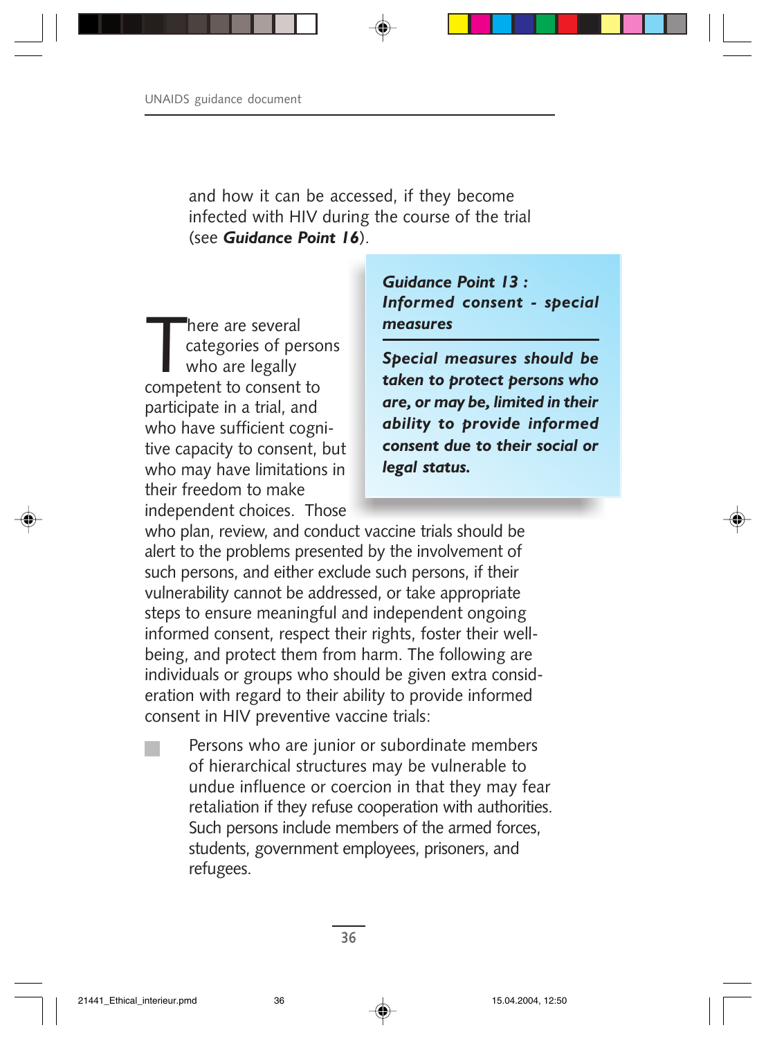and how it can be accessed, if they become infected with HIV during the course of the trial (see ***Guidance Point 16***).

> ***Guidance Point 13 : Informed consent - special measures***
>
> ***Special measures should be taken to protect persons who are, or may be, limited in their ability to provide informed consent due to their social or legal status.***

There are several categories of persons who are legally competent to consent to participate in a trial, and who have sufficient cognitive capacity to consent, but who may have limitations in their freedom to make independent choices. Those who plan, review, and conduct vaccine trials should be alert to the problems presented by the involvement of such persons, and either exclude such persons, if their vulnerability cannot be addressed, or take appropriate steps to ensure meaningful and independent ongoing informed consent, respect their rights, foster their well-being, and protect them from harm. The following are individuals or groups who should be given extra consideration with regard to their ability to provide informed consent in HIV preventive vaccine trials:

- Persons who are junior or subordinate members of hierarchical structures may be vulnerable to undue influence or coercion in that they may fear retaliation if they refuse cooperation with authorities. Such persons include members of the armed forces, students, government employees, prisoners, and refugees.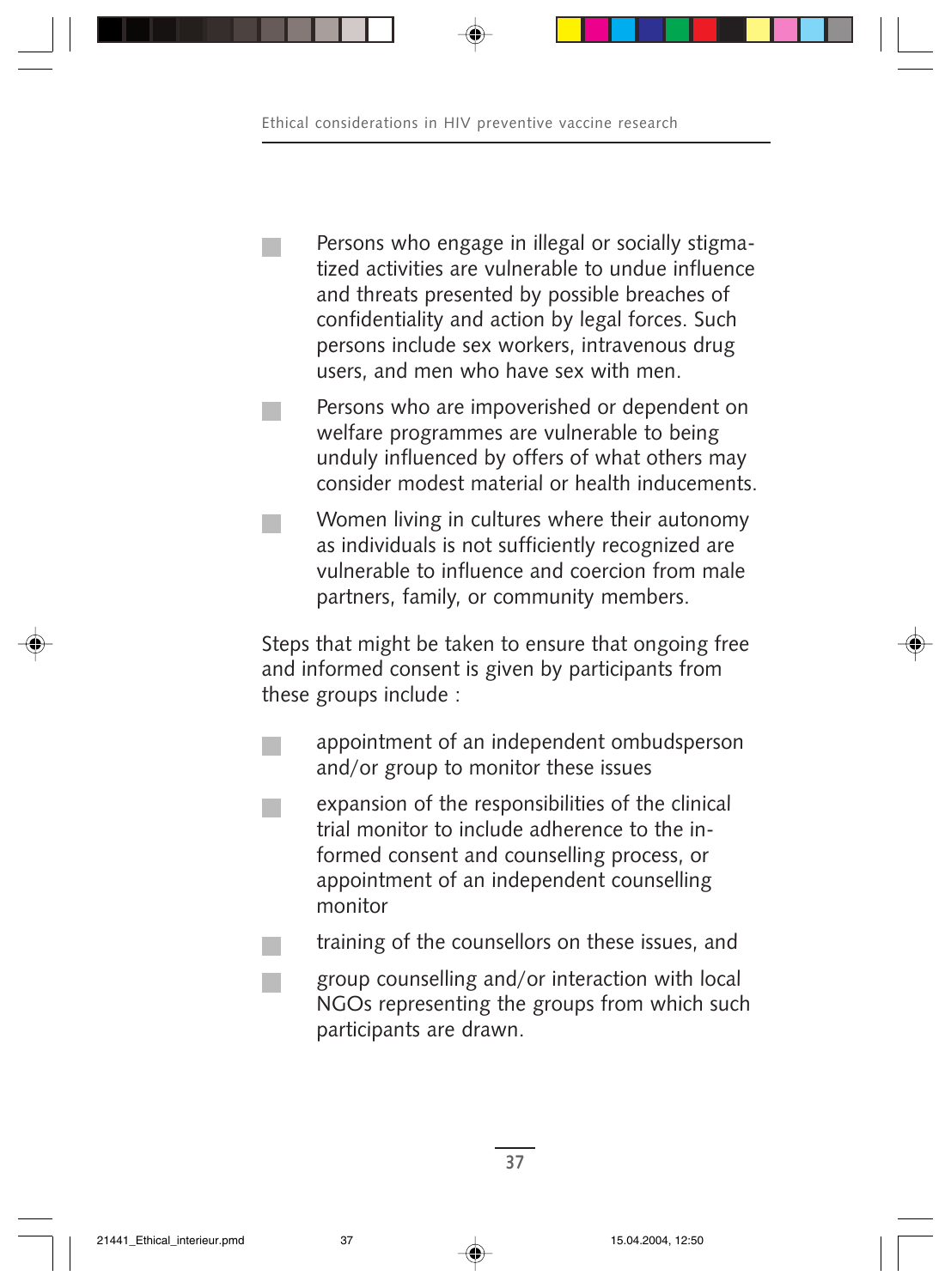- Persons who engage in illegal or socially stigmatized activities are vulnerable to undue influence and threats presented by possible breaches of confidentiality and action by legal forces. Such persons include sex workers, intravenous drug users, and men who have sex with men.
- Persons who are impoverished or dependent on welfare programmes are vulnerable to being unduly influenced by offers of what others may consider modest material or health inducements.
- Women living in cultures where their autonomy as individuals is not sufficiently recognized are vulnerable to influence and coercion from male partners, family, or community members.

Steps that might be taken to ensure that ongoing free and informed consent is given by participants from these groups include :

- appointment of an independent ombudsperson and/or group to monitor these issues
- expansion of the responsibilities of the clinical trial monitor to include adherence to the informed consent and counselling process, or appointment of an independent counselling monitor
- training of the counsellors on these issues, and
- group counselling and/or interaction with local NGOs representing the groups from which such participants are drawn.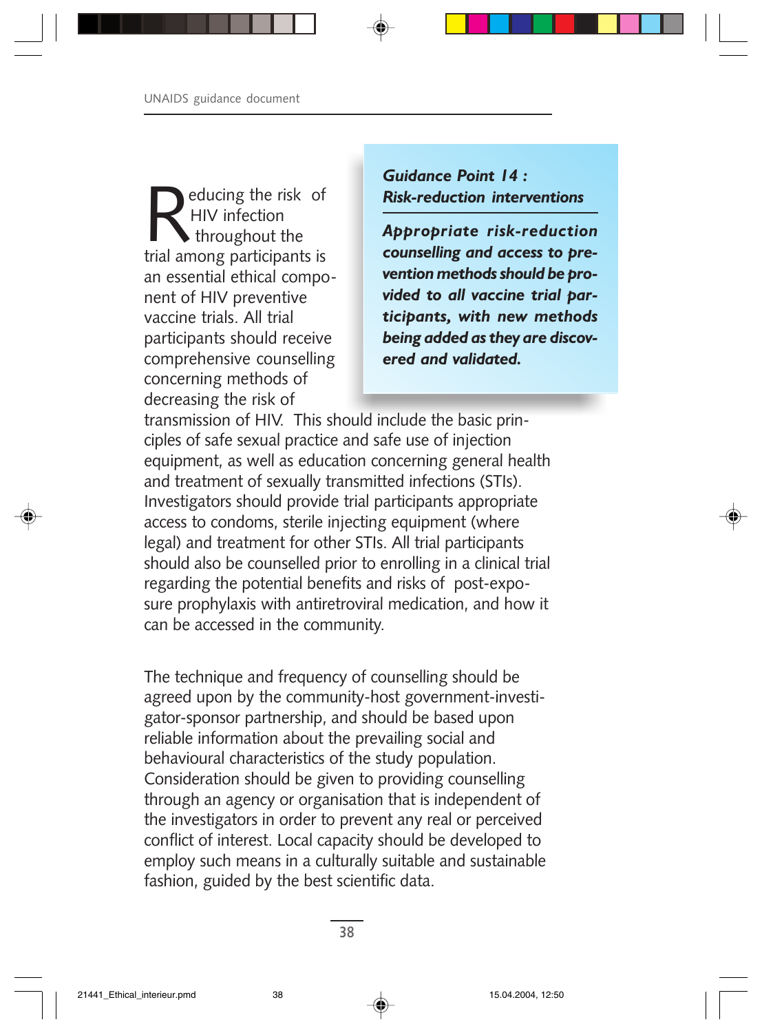> ***Guidance Point 14 : Risk-reduction interventions***
>
> ***Appropriate risk-reduction counselling and access to prevention methods should be provided to all vaccine trial participants, with new methods being added as they are discovered and validated.***

Reducing the risk of HIV infection throughout the trial among participants is an essential ethical component of HIV preventive vaccine trials. All trial participants should receive comprehensive counselling concerning methods of decreasing the risk of transmission of HIV. This should include the basic principles of safe sexual practice and safe use of injection equipment, as well as education concerning general health and treatment of sexually transmitted infections (STIs). Investigators should provide trial participants appropriate access to condoms, sterile injecting equipment (where legal) and treatment for other STIs. All trial participants should also be counselled prior to enrolling in a clinical trial regarding the potential benefits and risks of post-exposure prophylaxis with antiretroviral medication, and how it can be accessed in the community.

The technique and frequency of counselling should be agreed upon by the community-host government-investigator-sponsor partnership, and should be based upon reliable information about the prevailing social and behavioural characteristics of the study population. Consideration should be given to providing counselling through an agency or organisation that is independent of the investigators in order to prevent any real or perceived conflict of interest. Local capacity should be developed to employ such means in a culturally suitable and sustainable fashion, guided by the best scientific data.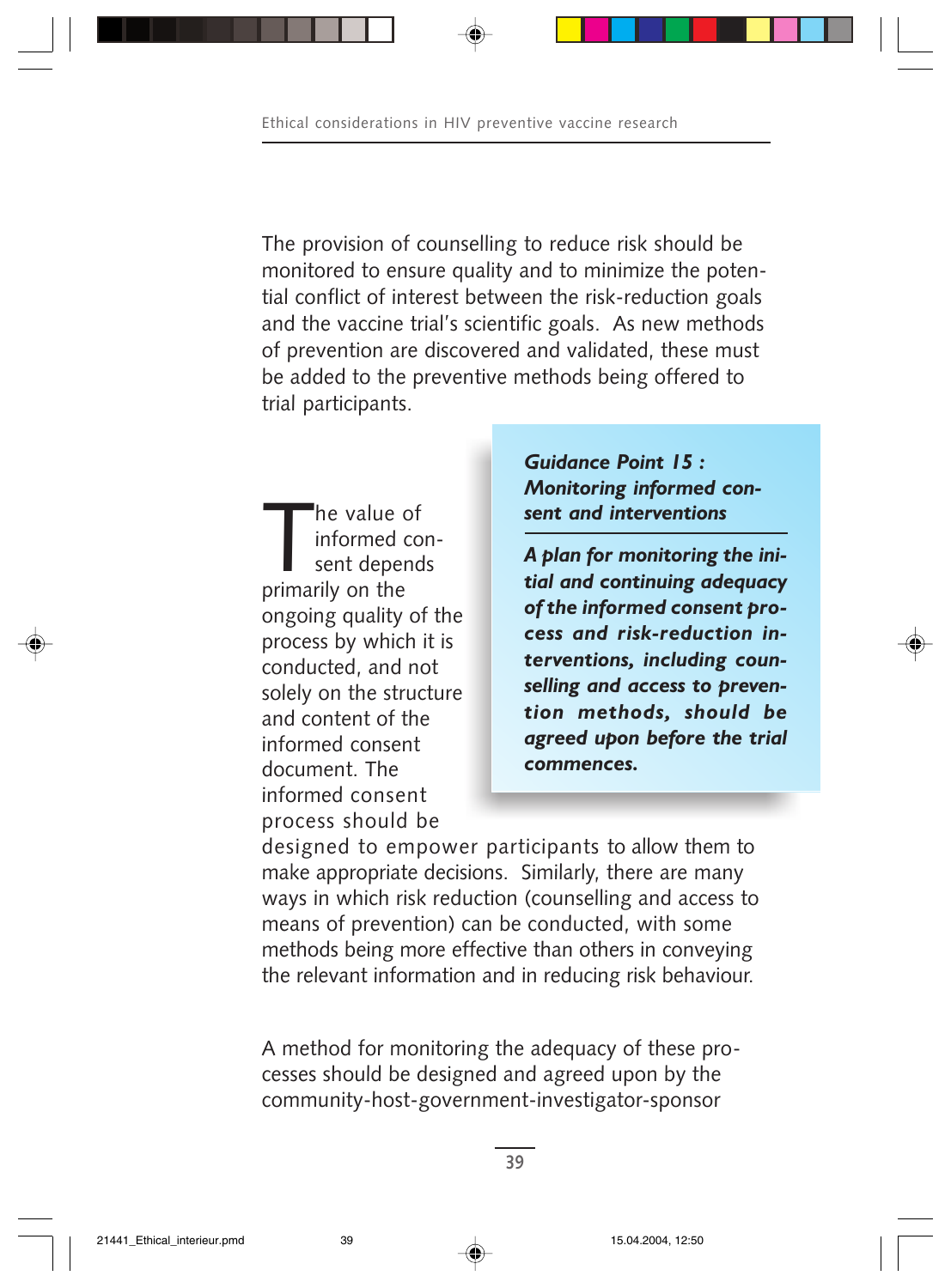The provision of counselling to reduce risk should be monitored to ensure quality and to minimize the potential conflict of interest between the risk-reduction goals and the vaccine trial's scientific goals. As new methods of prevention are discovered and validated, these must be added to the preventive methods being offered to trial participants.

> ***Guidance Point 15 : Monitoring informed consent and interventions***
>
> ***A plan for monitoring the initial and continuing adequacy of the informed consent process and risk-reduction interventions, including counselling and access to prevention methods, should be agreed upon before the trial commences.***

The value of informed consent depends primarily on the ongoing quality of the process by which it is conducted, and not solely on the structure and content of the informed consent document. The informed consent process should be designed to empower participants to allow them to make appropriate decisions. Similarly, there are many ways in which risk reduction (counselling and access to means of prevention) can be conducted, with some methods being more effective than others in conveying the relevant information and in reducing risk behaviour.

A method for monitoring the adequacy of these processes should be designed and agreed upon by the community-host-government-investigator-sponsor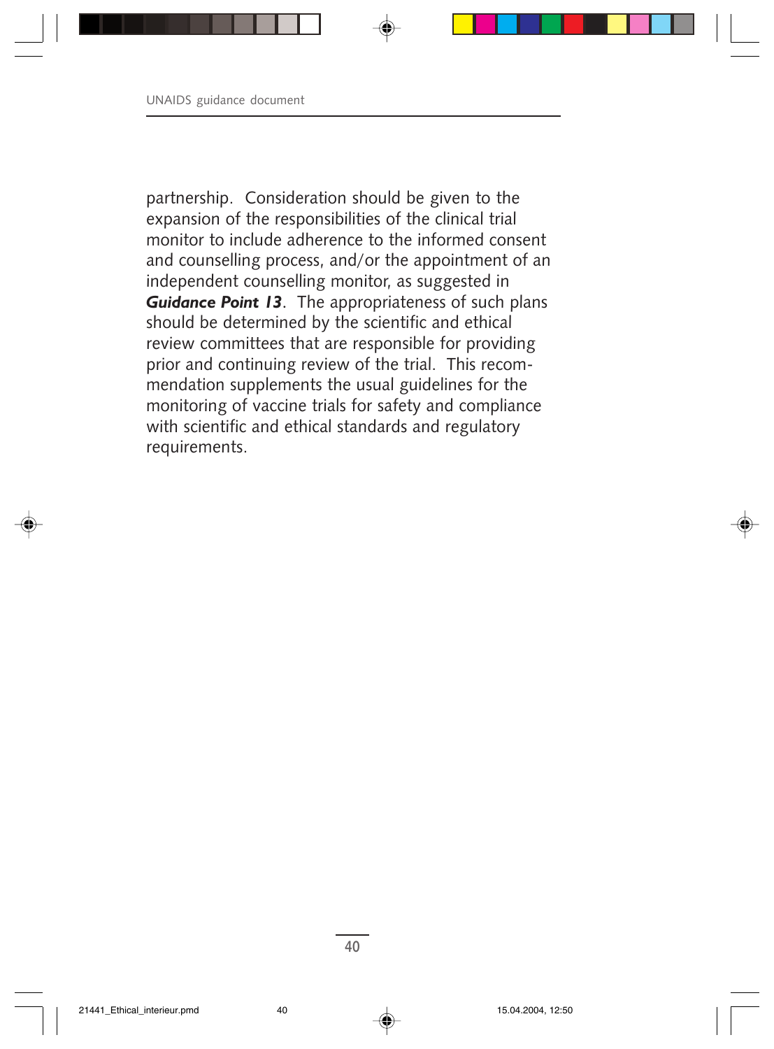partnership. Consideration should be given to the expansion of the responsibilities of the clinical trial monitor to include adherence to the informed consent and counselling process, and/or the appointment of an independent counselling monitor, as suggested in ***Guidance Point 13***. The appropriateness of such plans should be determined by the scientific and ethical review committees that are responsible for providing prior and continuing review of the trial. This recommendation supplements the usual guidelines for the monitoring of vaccine trials for safety and compliance with scientific and ethical standards and regulatory requirements.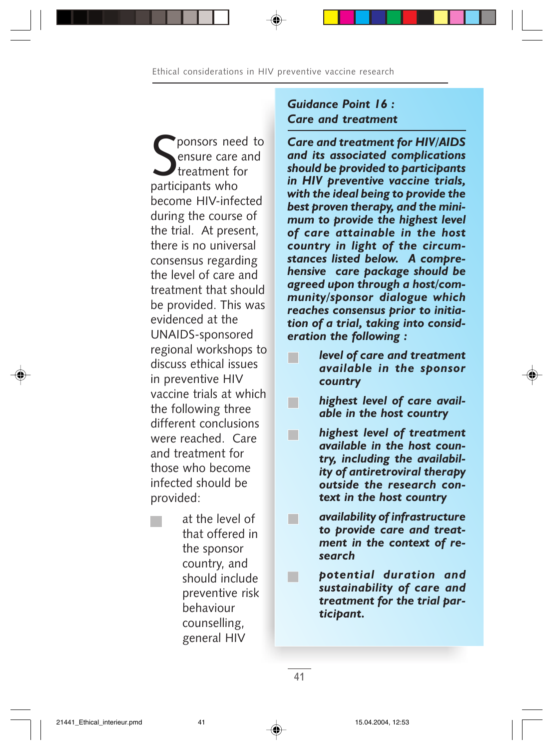Sponsors need to ensure care and treatment for participants who become HIV-infected during the course of the trial. At present, there is no universal consensus regarding the level of care and treatment that should be provided. This was evidenced at the UNAIDS-sponsored regional workshops to discuss ethical issues in preventive HIV vaccine trials at which the following three different conclusions were reached. Care and treatment for those who become infected should be provided:

- at the level of that offered in the sponsor country, and should include preventive risk behaviour counselling, general HIV

### Guidance Point 16 : Care and treatment

***Care and treatment for HIV/AIDS and its associated complications should be provided to participants in HIV preventive vaccine trials, with the ideal being to provide the best proven therapy, and the minimum to provide the highest level of care attainable in the host country in light of the circumstances listed below. A comprehensive care package should be agreed upon through a host/community/sponsor dialogue which reaches consensus prior to initiation of a trial, taking into consideration the following :***

- ***level of care and treatment available in the sponsor country***
- ***highest level of care available in the host country***
- ***highest level of treatment available in the host country, including the availability of antiretroviral therapy outside the research context in the host country***
- ***availability of infrastructure to provide care and treatment in the context of research***
- ***potential duration and sustainability of care and treatment for the trial participant.***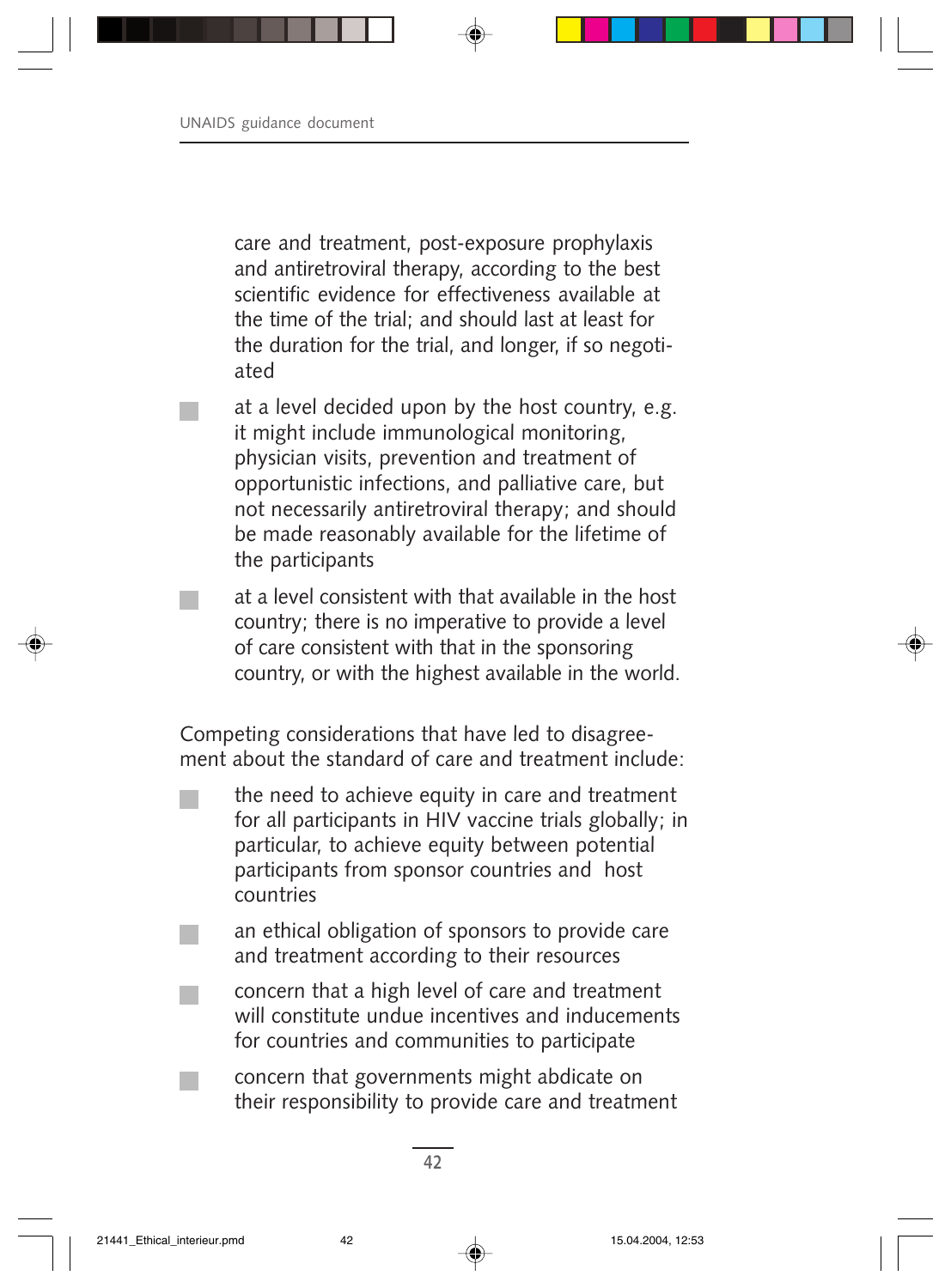care and treatment, post-exposure prophylaxis and antiretroviral therapy, according to the best scientific evidence for effectiveness available at the time of the trial; and should last at least for the duration for the trial, and longer, if so negotiated

- at a level decided upon by the host country, e.g. it might include immunological monitoring, physician visits, prevention and treatment of opportunistic infections, and palliative care, but not necessarily antiretroviral therapy; and should be made reasonably available for the lifetime of the participants
- at a level consistent with that available in the host country; there is no imperative to provide a level of care consistent with that in the sponsoring country, or with the highest available in the world.

Competing considerations that have led to disagreement about the standard of care and treatment include:

- the need to achieve equity in care and treatment for all participants in HIV vaccine trials globally; in particular, to achieve equity between potential participants from sponsor countries and host countries
- an ethical obligation of sponsors to provide care and treatment according to their resources
- concern that a high level of care and treatment will constitute undue incentives and inducements for countries and communities to participate
- concern that governments might abdicate on their responsibility to provide care and treatment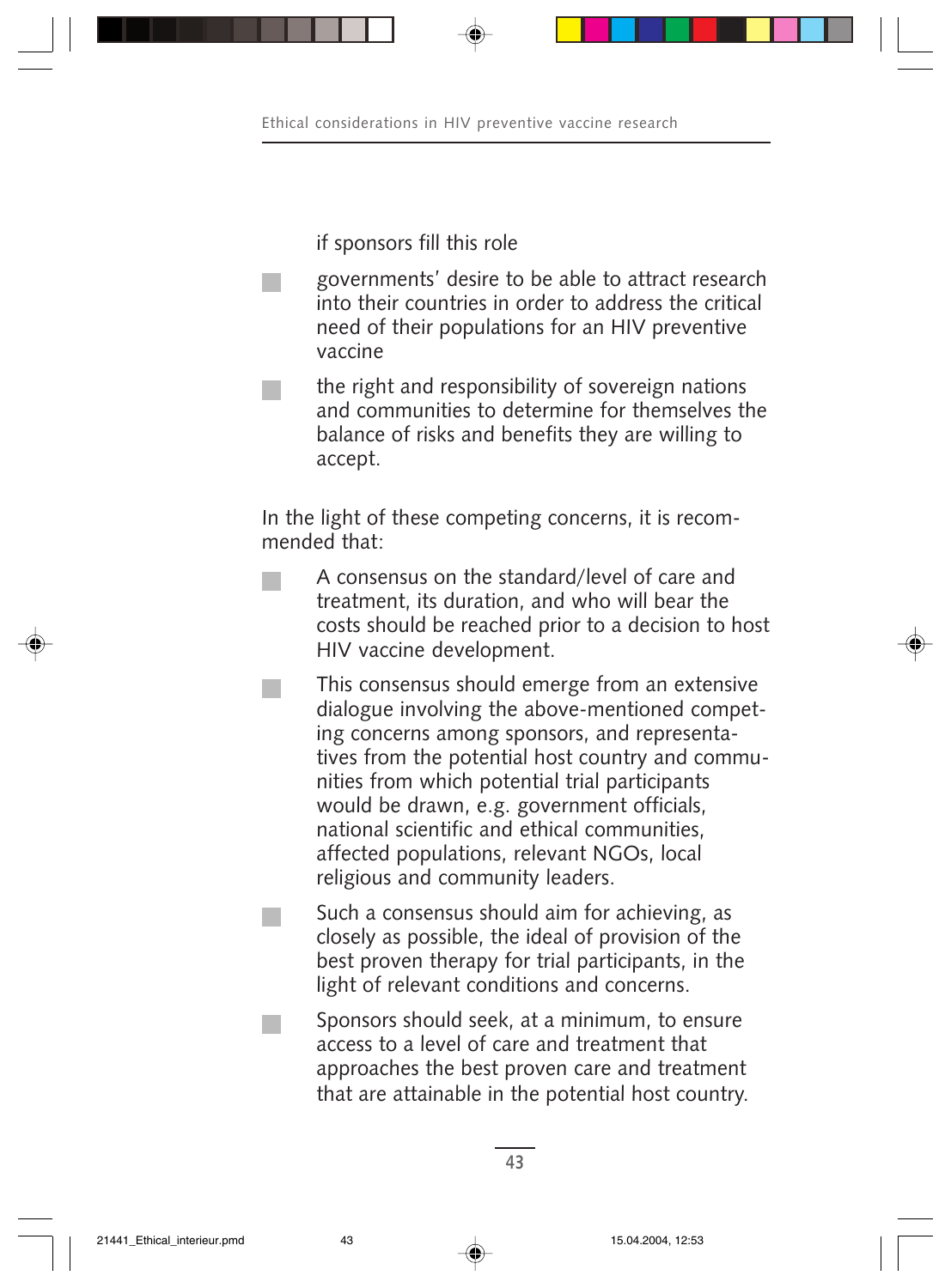if sponsors fill this role

- governments' desire to be able to attract research into their countries in order to address the critical need of their populations for an HIV preventive vaccine
- the right and responsibility of sovereign nations and communities to determine for themselves the balance of risks and benefits they are willing to accept.

In the light of these competing concerns, it is recommended that:

- A consensus on the standard/level of care and treatment, its duration, and who will bear the costs should be reached prior to a decision to host HIV vaccine development.
- This consensus should emerge from an extensive dialogue involving the above-mentioned competing concerns among sponsors, and representatives from the potential host country and communities from which potential trial participants would be drawn, e.g. government officials, national scientific and ethical communities, affected populations, relevant NGOs, local religious and community leaders.
- Such a consensus should aim for achieving, as closely as possible, the ideal of provision of the best proven therapy for trial participants, in the light of relevant conditions and concerns.
- Sponsors should seek, at a minimum, to ensure access to a level of care and treatment that approaches the best proven care and treatment that are attainable in the potential host country.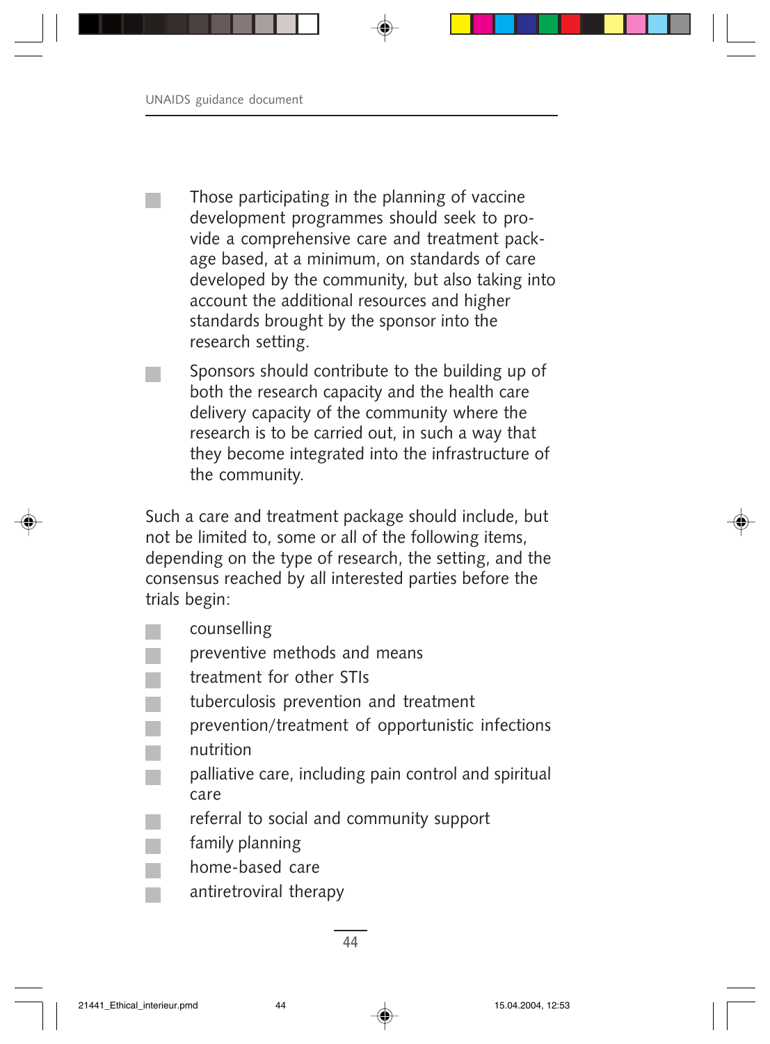- Those participating in the planning of vaccine development programmes should seek to provide a comprehensive care and treatment package based, at a minimum, on standards of care developed by the community, but also taking into account the additional resources and higher standards brought by the sponsor into the research setting.
- Sponsors should contribute to the building up of both the research capacity and the health care delivery capacity of the community where the research is to be carried out, in such a way that they become integrated into the infrastructure of the community.

Such a care and treatment package should include, but not be limited to, some or all of the following items, depending on the type of research, the setting, and the consensus reached by all interested parties before the trials begin:

- counselling
- preventive methods and means
- treatment for other STIs
- tuberculosis prevention and treatment
- prevention/treatment of opportunistic infections
- nutrition
- palliative care, including pain control and spiritual care
- referral to social and community support
- family planning
- home-based care
- antiretroviral therapy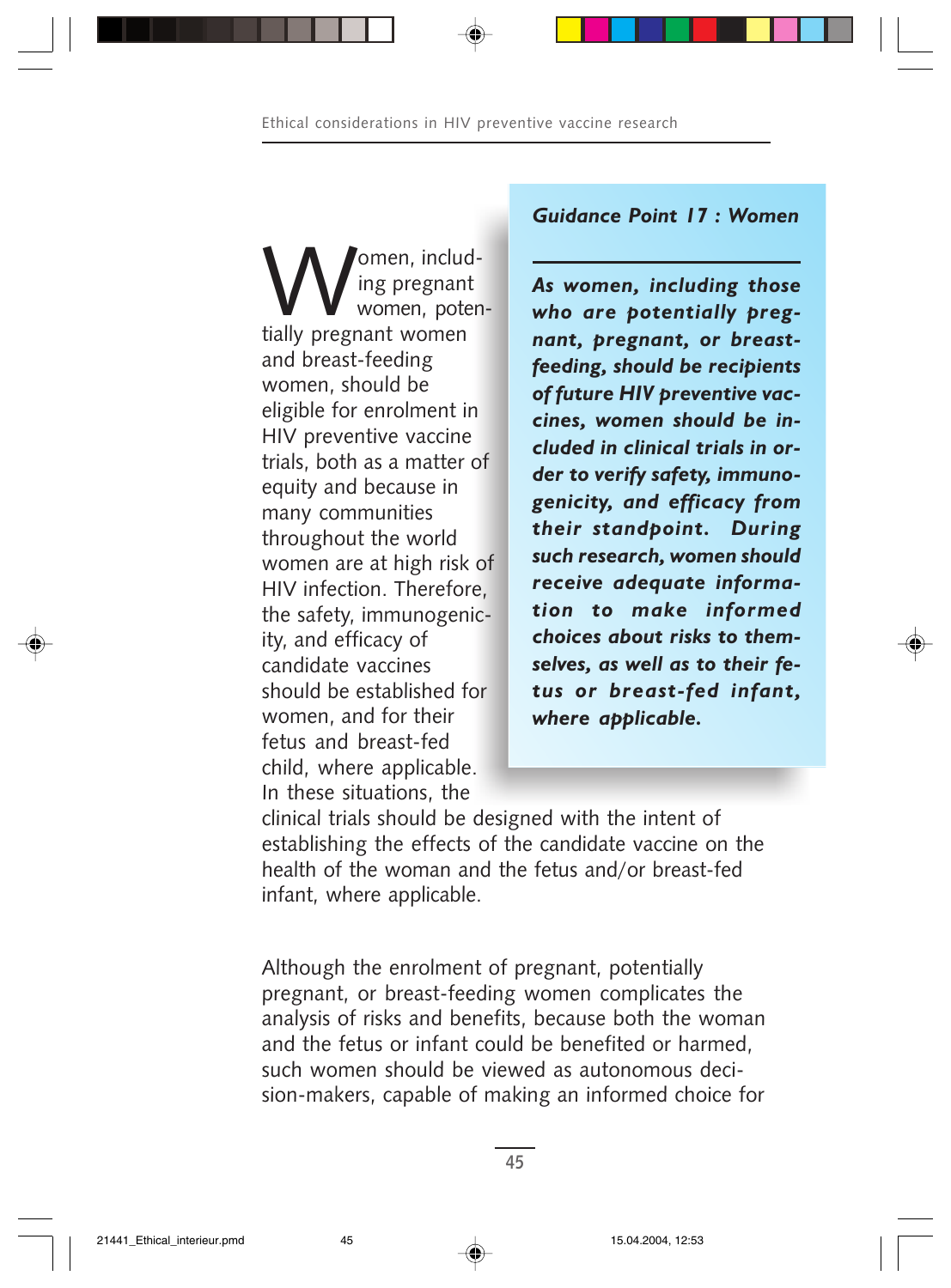### Guidance Point 17 : Women

***As women, including those who are potentially pregnant, pregnant, or breast-feeding, should be recipients of future HIV preventive vaccines, women should be included in clinical trials in order to verify safety, immunogenicity, and efficacy from their standpoint. During such research, women should receive adequate information to make informed choices about risks to themselves, as well as to their fetus or breast-fed infant, where applicable.***

Women, including pregnant women, potentially pregnant women and breast-feeding women, should be eligible for enrolment in HIV preventive vaccine trials, both as a matter of equity and because in many communities throughout the world women are at high risk of HIV infection. Therefore, the safety, immunogenicity, and efficacy of candidate vaccines should be established for women, and for their fetus and breast-fed child, where applicable. In these situations, the clinical trials should be designed with the intent of establishing the effects of the candidate vaccine on the health of the woman and the fetus and/or breast-fed infant, where applicable.

Although the enrolment of pregnant, potentially pregnant, or breast-feeding women complicates the analysis of risks and benefits, because both the woman and the fetus or infant could be benefited or harmed, such women should be viewed as autonomous decision-makers, capable of making an informed choice for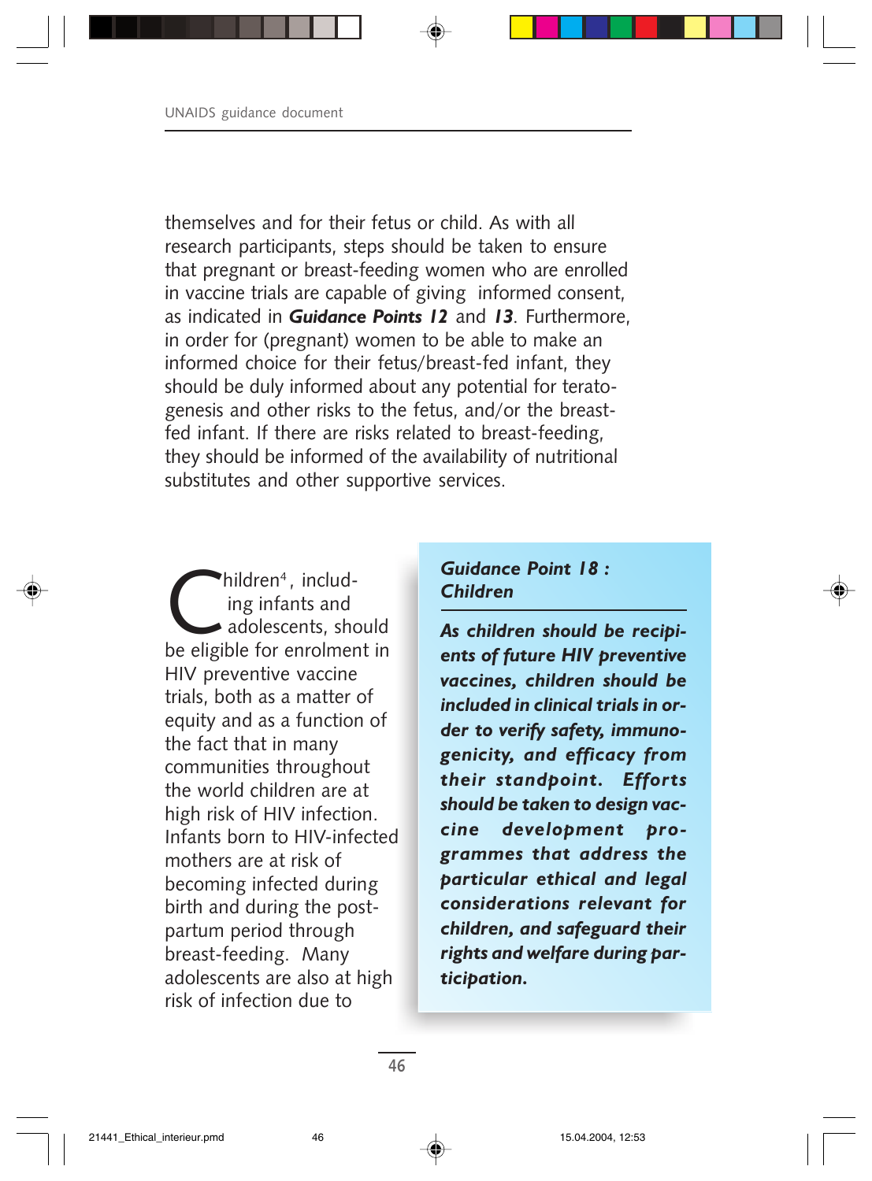themselves and for their fetus or child. As with all research participants, steps should be taken to ensure that pregnant or breast-feeding women who are enrolled in vaccine trials are capable of giving informed consent, as indicated in ***Guidance Points 12*** and ***13***. Furthermore, in order for (pregnant) women to be able to make an informed choice for their fetus/breast-fed infant, they should be duly informed about any potential for teratogenesis and other risks to the fetus, and/or the breast-fed infant. If there are risks related to breast-feeding, they should be informed of the availability of nutritional substitutes and other supportive services.

> ***Guidance Point 18 : Children***
>
> ***As children should be recipients of future HIV preventive vaccines, children should be included in clinical trials in order to verify safety, immunogenicity, and efficacy from their standpoint. Efforts should be taken to design vaccine development programmes that address the particular ethical and legal considerations relevant for children, and safeguard their rights and welfare during participation.***

Children[4], including infants and adolescents, should be eligible for enrolment in HIV preventive vaccine trials, both as a matter of equity and as a function of the fact that in many communities throughout the world children are at high risk of HIV infection. Infants born to HIV-infected mothers are at risk of becoming infected during birth and during the post-partum period through breast-feeding. Many adolescents are also at high risk of infection due to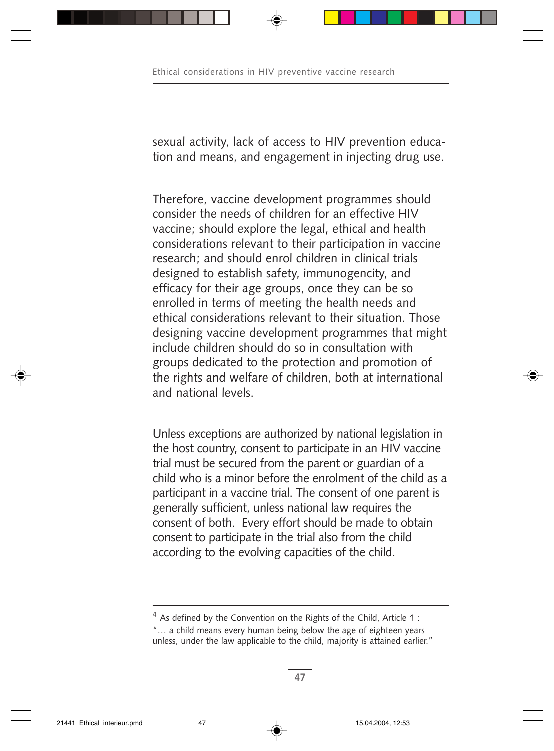sexual activity, lack of access to HIV prevention education and means, and engagement in injecting drug use.

Therefore, vaccine development programmes should consider the needs of children for an effective HIV vaccine; should explore the legal, ethical and health considerations relevant to their participation in vaccine research; and should enrol children in clinical trials designed to establish safety, immunogencity, and efficacy for their age groups, once they can be so enrolled in terms of meeting the health needs and ethical considerations relevant to their situation. Those designing vaccine development programmes that might include children should do so in consultation with groups dedicated to the protection and promotion of the rights and welfare of children, both at international and national levels.

Unless exceptions are authorized by national legislation in the host country, consent to participate in an HIV vaccine trial must be secured from the parent or guardian of a child who is a minor before the enrolment of the child as a participant in a vaccine trial. The consent of one parent is generally sufficient, unless national law requires the consent of both. Every effort should be made to obtain consent to participate in the trial also from the child according to the evolving capacities of the child.

---

[4] As defined by the Convention on the Rights of the Child, Article 1 : "… a child means every human being below the age of eighteen years unless, under the law applicable to the child, majority is attained earlier."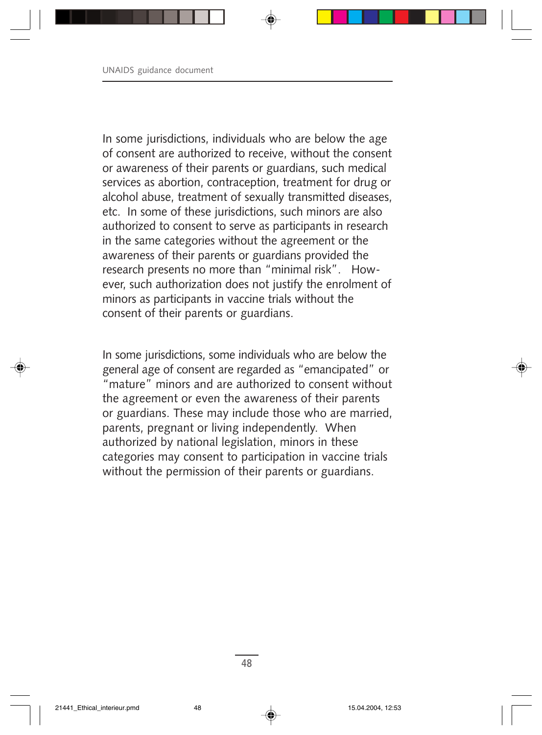In some jurisdictions, individuals who are below the age of consent are authorized to receive, without the consent or awareness of their parents or guardians, such medical services as abortion, contraception, treatment for drug or alcohol abuse, treatment of sexually transmitted diseases, etc. In some of these jurisdictions, such minors are also authorized to consent to serve as participants in research in the same categories without the agreement or the awareness of their parents or guardians provided the research presents no more than "minimal risk". However, such authorization does not justify the enrolment of minors as participants in vaccine trials without the consent of their parents or guardians.

In some jurisdictions, some individuals who are below the general age of consent are regarded as "emancipated" or "mature" minors and are authorized to consent without the agreement or even the awareness of their parents or guardians. These may include those who are married, parents, pregnant or living independently. When authorized by national legislation, minors in these categories may consent to participation in vaccine trials without the permission of their parents or guardians.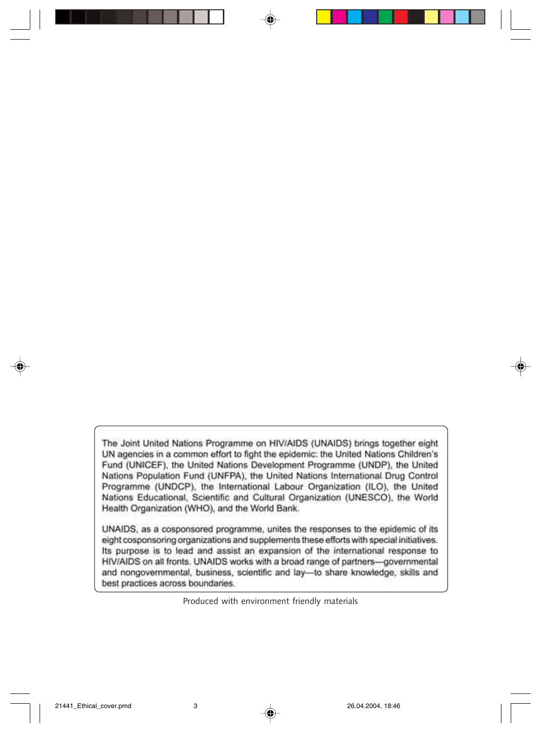The Joint United Nations Programme on HIV/AIDS (UNAIDS) brings together eight UN agencies in a common effort to fight the epidemic: the United Nations Children's Fund (UNICEF), the United Nations Development Programme (UNDP), the United Nations Population Fund (UNFPA), the United Nations International Drug Control Programme (UNDCP), the International Labour Organization (ILO), the United Nations Educational, Scientific and Cultural Organization (UNESCO), the World Health Organization (WHO), and the World Bank.

UNAIDS, as a cosponsored programme, unites the responses to the epidemic of its eight cosponsoring organizations and supplements these efforts with special initiatives. Its purpose is to lead and assist an expansion of the international response to HIV/AIDS on all fronts. UNAIDS works with a broad range of partners—governmental and nongovernmental, business, scientific and lay—to share knowledge, skills and best practices across boundaries.

Produced with environment friendly materials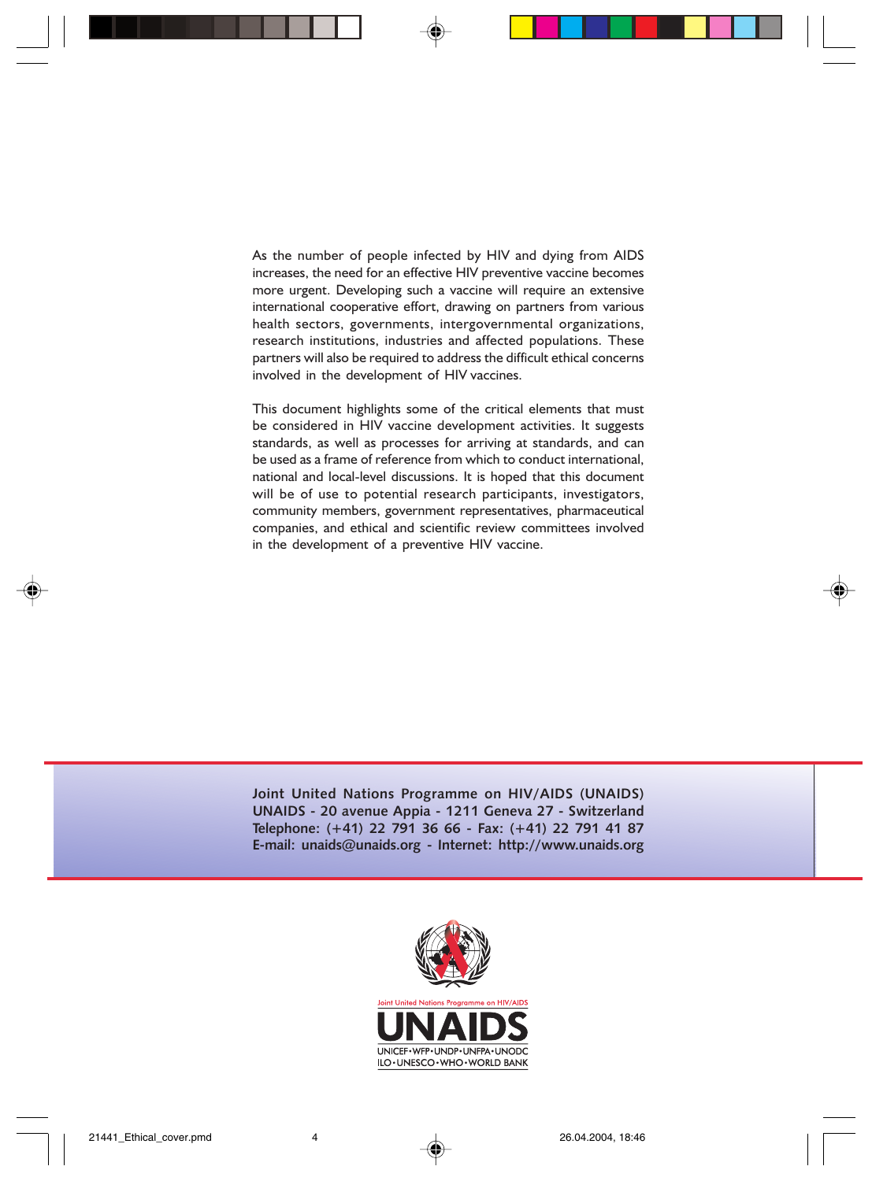As the number of people infected by HIV and dying from AIDS increases, the need for an effective HIV preventive vaccine becomes more urgent. Developing such a vaccine will require an extensive international cooperative effort, drawing on partners from various health sectors, governments, intergovernmental organizations, research institutions, industries and affected populations. These partners will also be required to address the difficult ethical concerns involved in the development of HIV vaccines.

This document highlights some of the critical elements that must be considered in HIV vaccine development activities. It suggests standards, as well as processes for arriving at standards, and can be used as a frame of reference from which to conduct international, national and local-level discussions. It is hoped that this document will be of use to potential research participants, investigators, community members, government representatives, pharmaceutical companies, and ethical and scientific review committees involved in the development of a preventive HIV vaccine.

**Joint United Nations Programme on HIV/AIDS (UNAIDS)**
**UNAIDS - 20 avenue Appia - 1211 Geneva 27 - Switzerland**
**Telephone: (+41) 22 791 36 66 - Fax: (+41) 22 791 41 87**
**E-mail: unaids@unaids.org - Internet: http://www.unaids.org**

Joint United Nations Programme on HIV/AIDS

UNAIDS

UNICEF • WFP • UNDP • UNFPA • UNODC
ILO • UNESCO • WHO • WORLD BANK